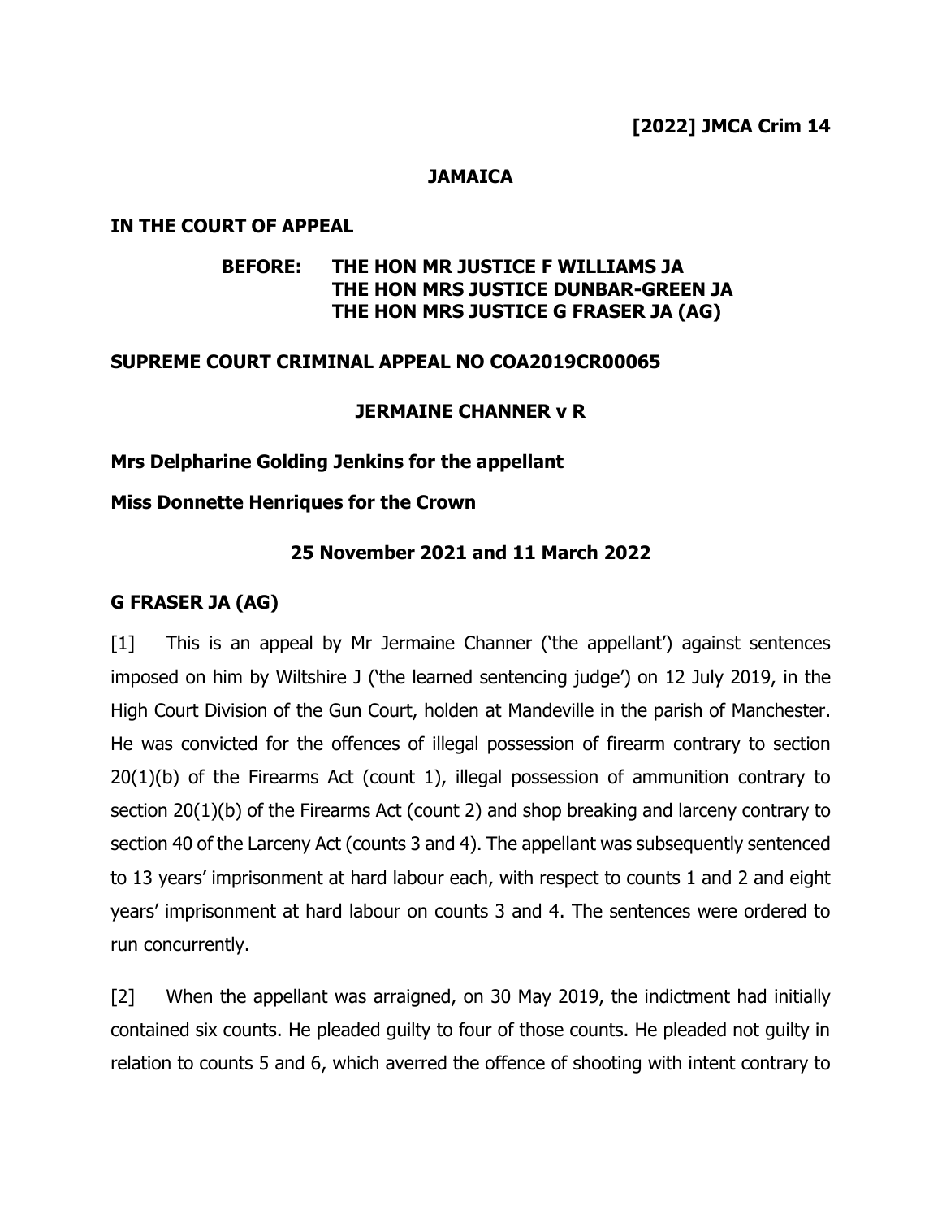**[2022] JMCA Crim 14**

**JAMAICA**

**IN THE COURT OF APPEAL**

**BEFORE: THE HON MR JUSTICE F WILLIAMS JA**
**THE HON MRS JUSTICE DUNBAR-GREEN JA**
**THE HON MRS JUSTICE G FRASER JA (AG)**

**SUPREME COURT CRIMINAL APPEAL NO COA2019CR00065**

**JERMAINE CHANNER v R**

**Mrs Delpharine Golding Jenkins for the appellant**

**Miss Donnette Henriques for the Crown**

**25 November 2021 and 11 March 2022**

**G FRASER JA (AG)**

[1] This is an appeal by Mr Jermaine Channer ('the appellant') against sentences imposed on him by Wiltshire J ('the learned sentencing judge') on 12 July 2019, in the High Court Division of the Gun Court, holden at Mandeville in the parish of Manchester. He was convicted for the offences of illegal possession of firearm contrary to section 20(1)(b) of the Firearms Act (count 1), illegal possession of ammunition contrary to section 20(1)(b) of the Firearms Act (count 2) and shop breaking and larceny contrary to section 40 of the Larceny Act (counts 3 and 4). The appellant was subsequently sentenced to 13 years' imprisonment at hard labour each, with respect to counts 1 and 2 and eight years' imprisonment at hard labour on counts 3 and 4. The sentences were ordered to run concurrently.

[2] When the appellant was arraigned, on 30 May 2019, the indictment had initially contained six counts. He pleaded guilty to four of those counts. He pleaded not guilty in relation to counts 5 and 6, which averred the offence of shooting with intent contrary to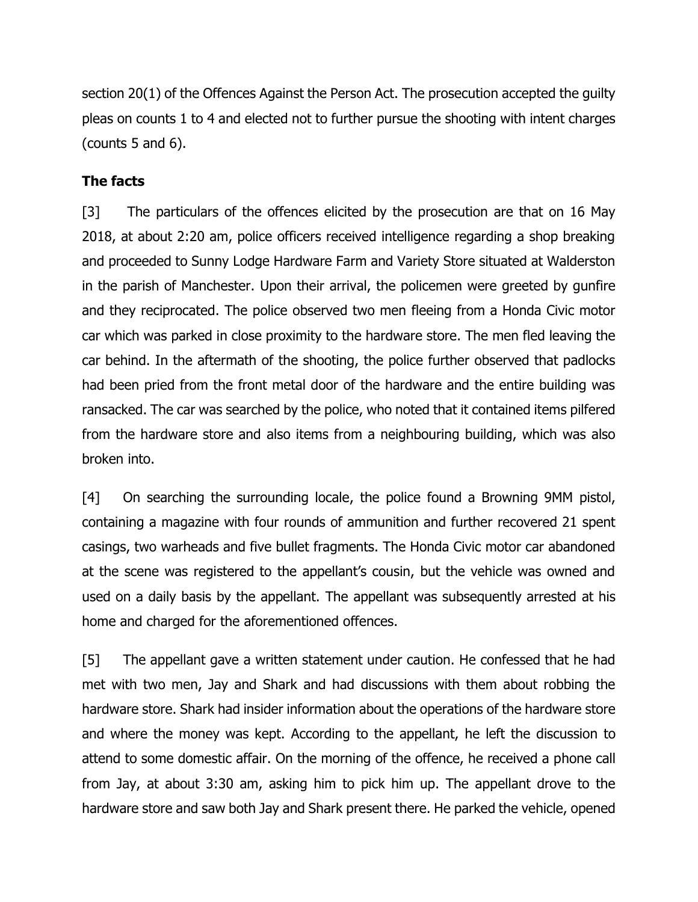section 20(1) of the Offences Against the Person Act. The prosecution accepted the guilty pleas on counts 1 to 4 and elected not to further pursue the shooting with intent charges (counts 5 and 6).

### The facts

[3] The particulars of the offences elicited by the prosecution are that on 16 May 2018, at about 2:20 am, police officers received intelligence regarding a shop breaking and proceeded to Sunny Lodge Hardware Farm and Variety Store situated at Walderston in the parish of Manchester. Upon their arrival, the policemen were greeted by gunfire and they reciprocated. The police observed two men fleeing from a Honda Civic motor car which was parked in close proximity to the hardware store. The men fled leaving the car behind. In the aftermath of the shooting, the police further observed that padlocks had been pried from the front metal door of the hardware and the entire building was ransacked. The car was searched by the police, who noted that it contained items pilfered from the hardware store and also items from a neighbouring building, which was also broken into.

[4] On searching the surrounding locale, the police found a Browning 9MM pistol, containing a magazine with four rounds of ammunition and further recovered 21 spent casings, two warheads and five bullet fragments. The Honda Civic motor car abandoned at the scene was registered to the appellant's cousin, but the vehicle was owned and used on a daily basis by the appellant. The appellant was subsequently arrested at his home and charged for the aforementioned offences.

[5] The appellant gave a written statement under caution. He confessed that he had met with two men, Jay and Shark and had discussions with them about robbing the hardware store. Shark had insider information about the operations of the hardware store and where the money was kept. According to the appellant, he left the discussion to attend to some domestic affair. On the morning of the offence, he received a phone call from Jay, at about 3:30 am, asking him to pick him up. The appellant drove to the hardware store and saw both Jay and Shark present there. He parked the vehicle, opened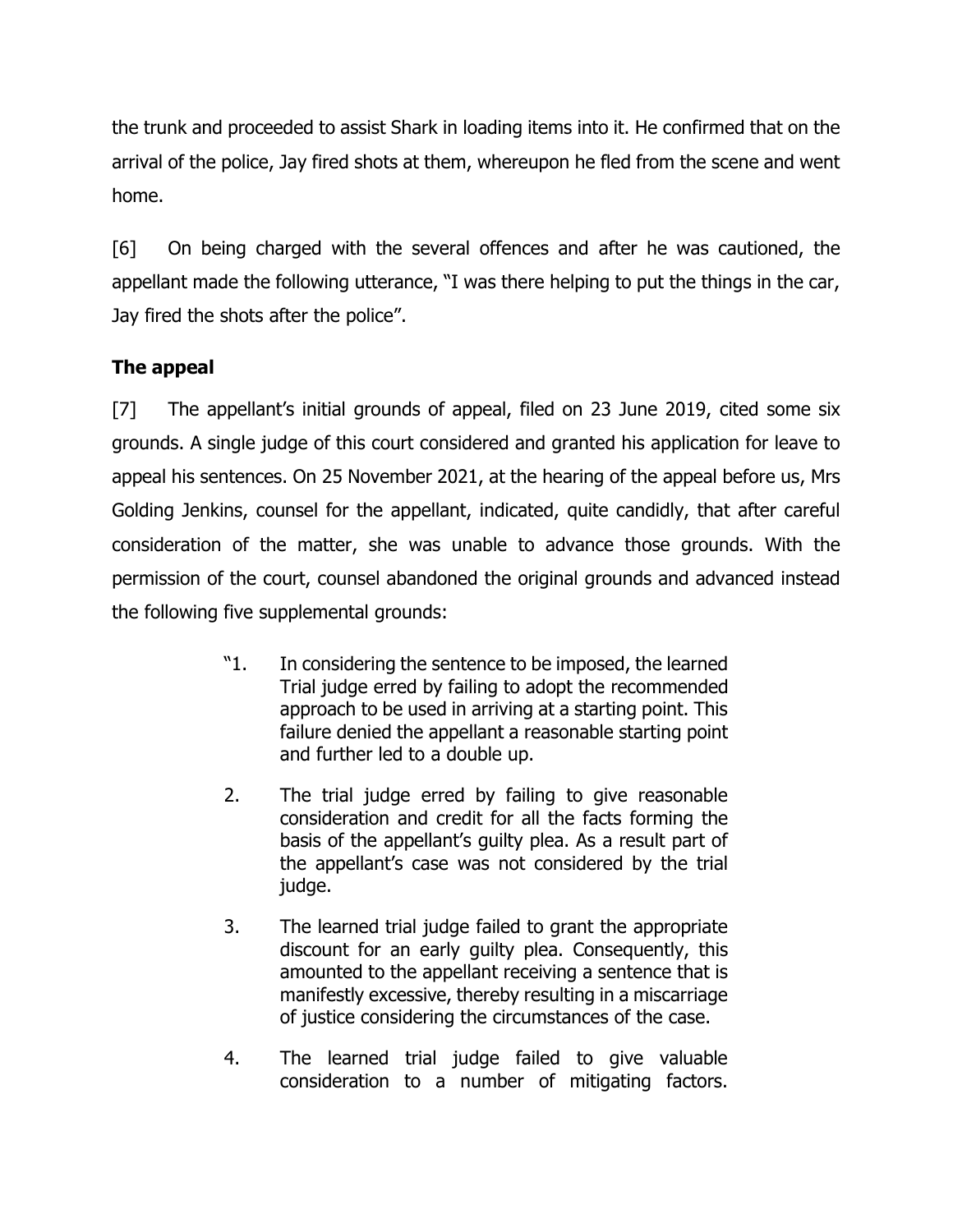the trunk and proceeded to assist Shark in loading items into it. He confirmed that on the arrival of the police, Jay fired shots at them, whereupon he fled from the scene and went home.

[6] On being charged with the several offences and after he was cautioned, the appellant made the following utterance, "I was there helping to put the things in the car, Jay fired the shots after the police".

**The appeal**

[7] The appellant's initial grounds of appeal, filed on 23 June 2019, cited some six grounds. A single judge of this court considered and granted his application for leave to appeal his sentences. On 25 November 2021, at the hearing of the appeal before us, Mrs Golding Jenkins, counsel for the appellant, indicated, quite candidly, that after careful consideration of the matter, she was unable to advance those grounds. With the permission of the court, counsel abandoned the original grounds and advanced instead the following five supplemental grounds:

> "1. In considering the sentence to be imposed, the learned Trial judge erred by failing to adopt the recommended approach to be used in arriving at a starting point. This failure denied the appellant a reasonable starting point and further led to a double up.
>
> 2. The trial judge erred by failing to give reasonable consideration and credit for all the facts forming the basis of the appellant's guilty plea. As a result part of the appellant's case was not considered by the trial judge.
>
> 3. The learned trial judge failed to grant the appropriate discount for an early guilty plea. Consequently, this amounted to the appellant receiving a sentence that is manifestly excessive, thereby resulting in a miscarriage of justice considering the circumstances of the case.
>
> 4. The learned trial judge failed to give valuable consideration to a number of mitigating factors.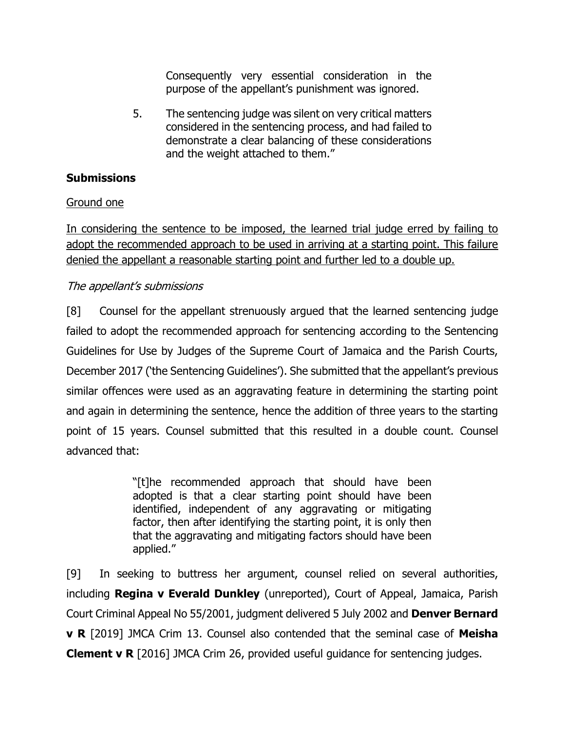> Consequently very essential consideration in the purpose of the appellant's punishment was ignored.
>
> 5. The sentencing judge was silent on very critical matters considered in the sentencing process, and had failed to demonstrate a clear balancing of these considerations and the weight attached to them."

**Submissions**

<u>Ground one</u>

<u>In considering the sentence to be imposed, the learned trial judge erred by failing to adopt the recommended approach to be used in arriving at a starting point. This failure denied the appellant a reasonable starting point and further led to a double up.</u>

*The appellant's submissions*

[8] Counsel for the appellant strenuously argued that the learned sentencing judge failed to adopt the recommended approach for sentencing according to the Sentencing Guidelines for Use by Judges of the Supreme Court of Jamaica and the Parish Courts, December 2017 ('the Sentencing Guidelines'). She submitted that the appellant's previous similar offences were used as an aggravating feature in determining the starting point and again in determining the sentence, hence the addition of three years to the starting point of 15 years. Counsel submitted that this resulted in a double count. Counsel advanced that:

> "[t]he recommended approach that should have been adopted is that a clear starting point should have been identified, independent of any aggravating or mitigating factor, then after identifying the starting point, it is only then that the aggravating and mitigating factors should have been applied."

[9] In seeking to buttress her argument, counsel relied on several authorities, including **Regina v Everald Dunkley** (unreported), Court of Appeal, Jamaica, Parish Court Criminal Appeal No 55/2001, judgment delivered 5 July 2002 and **Denver Bernard v R** [2019] JMCA Crim 13. Counsel also contended that the seminal case of **Meisha Clement v R** [2016] JMCA Crim 26, provided useful guidance for sentencing judges.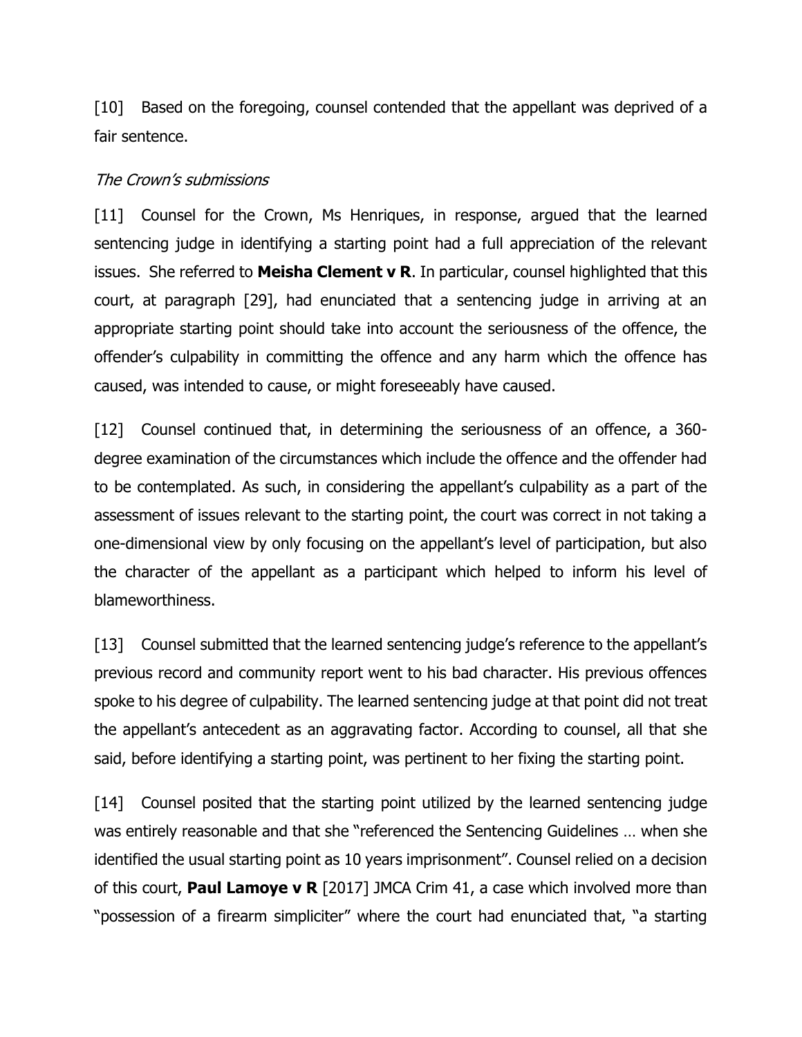[10] Based on the foregoing, counsel contended that the appellant was deprived of a fair sentence.

*The Crown's submissions*

[11] Counsel for the Crown, Ms Henriques, in response, argued that the learned sentencing judge in identifying a starting point had a full appreciation of the relevant issues. She referred to **Meisha Clement v R**. In particular, counsel highlighted that this court, at paragraph [29], had enunciated that a sentencing judge in arriving at an appropriate starting point should take into account the seriousness of the offence, the offender's culpability in committing the offence and any harm which the offence has caused, was intended to cause, or might foreseeably have caused.

[12] Counsel continued that, in determining the seriousness of an offence, a 360-degree examination of the circumstances which include the offence and the offender had to be contemplated. As such, in considering the appellant's culpability as a part of the assessment of issues relevant to the starting point, the court was correct in not taking a one-dimensional view by only focusing on the appellant's level of participation, but also the character of the appellant as a participant which helped to inform his level of blameworthiness.

[13] Counsel submitted that the learned sentencing judge's reference to the appellant's previous record and community report went to his bad character. His previous offences spoke to his degree of culpability. The learned sentencing judge at that point did not treat the appellant's antecedent as an aggravating factor. According to counsel, all that she said, before identifying a starting point, was pertinent to her fixing the starting point.

[14] Counsel posited that the starting point utilized by the learned sentencing judge was entirely reasonable and that she "referenced the Sentencing Guidelines … when she identified the usual starting point as 10 years imprisonment". Counsel relied on a decision of this court, **Paul Lamoye v R** [2017] JMCA Crim 41, a case which involved more than "possession of a firearm simpliciter" where the court had enunciated that, "a starting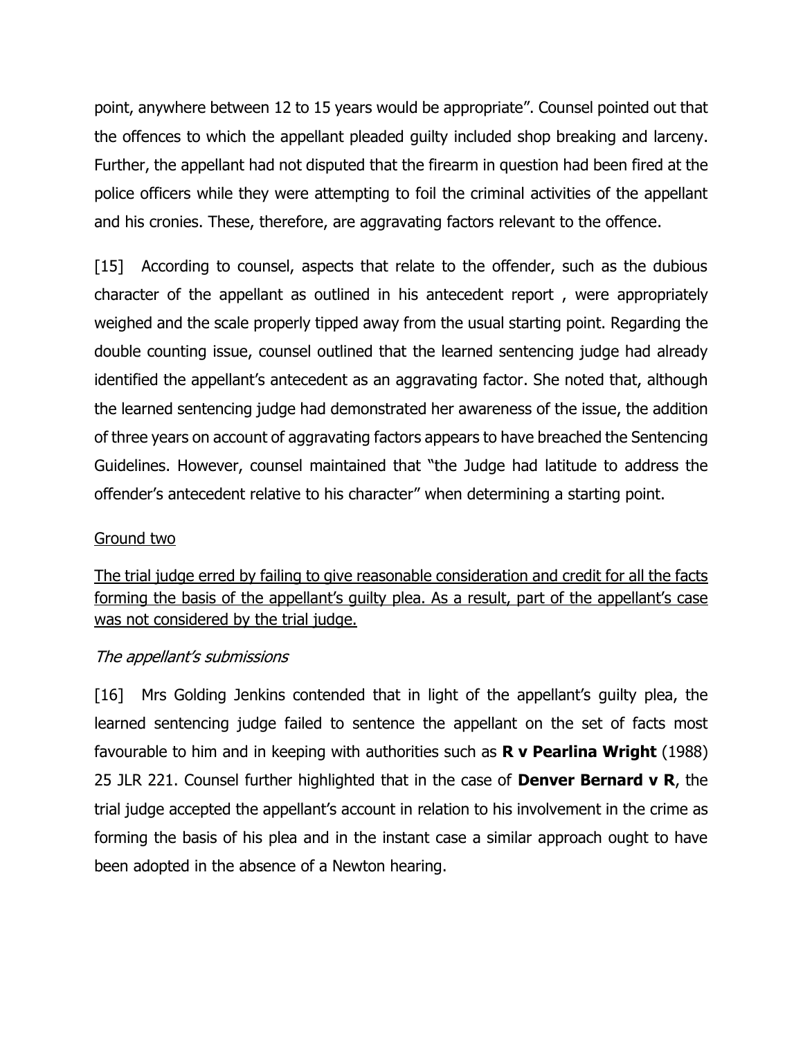point, anywhere between 12 to 15 years would be appropriate". Counsel pointed out that the offences to which the appellant pleaded guilty included shop breaking and larceny. Further, the appellant had not disputed that the firearm in question had been fired at the police officers while they were attempting to foil the criminal activities of the appellant and his cronies. These, therefore, are aggravating factors relevant to the offence.

[15] According to counsel, aspects that relate to the offender, such as the dubious character of the appellant as outlined in his antecedent report , were appropriately weighed and the scale properly tipped away from the usual starting point. Regarding the double counting issue, counsel outlined that the learned sentencing judge had already identified the appellant's antecedent as an aggravating factor. She noted that, although the learned sentencing judge had demonstrated her awareness of the issue, the addition of three years on account of aggravating factors appears to have breached the Sentencing Guidelines. However, counsel maintained that "the Judge had latitude to address the offender's antecedent relative to his character" when determining a starting point.

<u>Ground two</u>

<u>The trial judge erred by failing to give reasonable consideration and credit for all the facts forming the basis of the appellant's guilty plea. As a result, part of the appellant's case was not considered by the trial judge.</u>

*The appellant's submissions*

[16] Mrs Golding Jenkins contended that in light of the appellant's guilty plea, the learned sentencing judge failed to sentence the appellant on the set of facts most favourable to him and in keeping with authorities such as **R v Pearlina Wright** (1988) 25 JLR 221. Counsel further highlighted that in the case of **Denver Bernard v R**, the trial judge accepted the appellant's account in relation to his involvement in the crime as forming the basis of his plea and in the instant case a similar approach ought to have been adopted in the absence of a Newton hearing.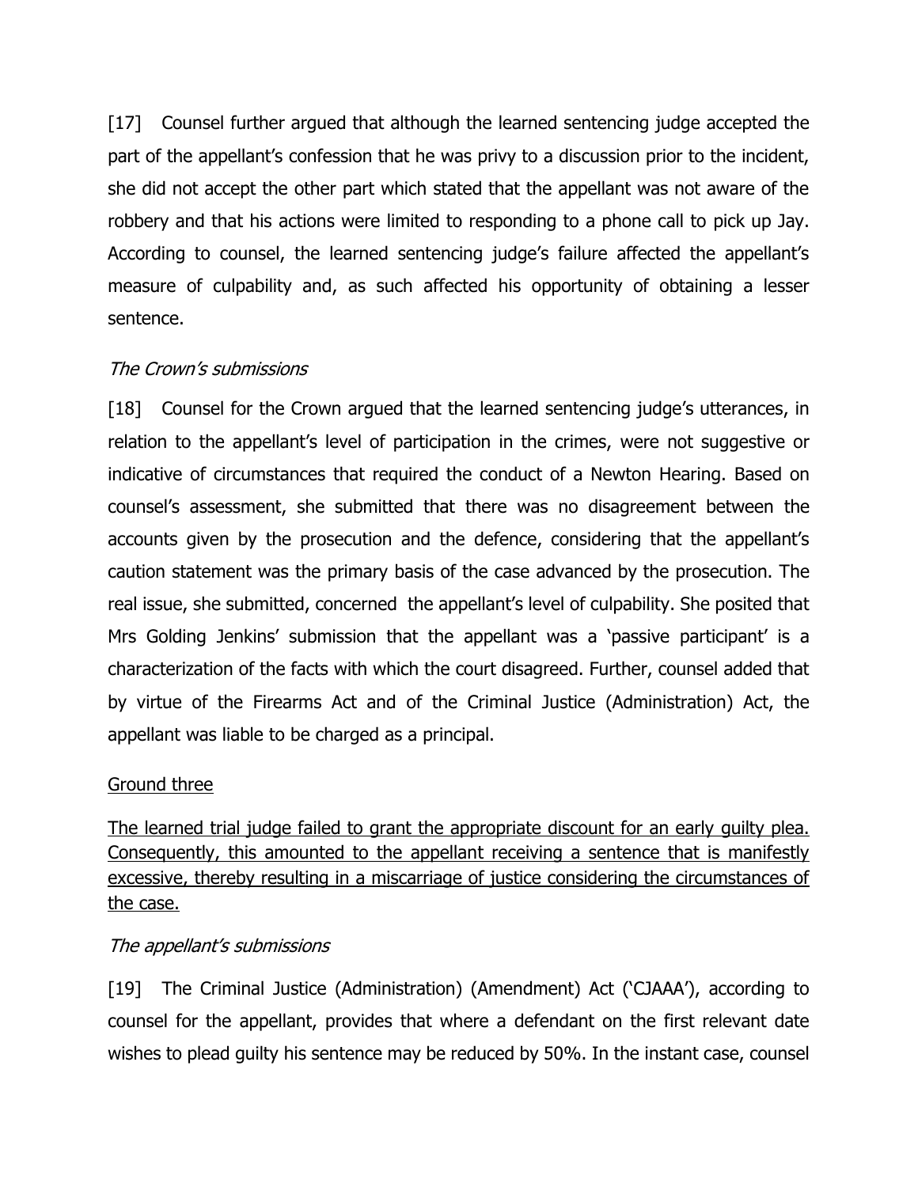[17] Counsel further argued that although the learned sentencing judge accepted the part of the appellant's confession that he was privy to a discussion prior to the incident, she did not accept the other part which stated that the appellant was not aware of the robbery and that his actions were limited to responding to a phone call to pick up Jay. According to counsel, the learned sentencing judge's failure affected the appellant's measure of culpability and, as such affected his opportunity of obtaining a lesser sentence.

*The Crown's submissions*

[18] Counsel for the Crown argued that the learned sentencing judge's utterances, in relation to the appellant's level of participation in the crimes, were not suggestive or indicative of circumstances that required the conduct of a Newton Hearing. Based on counsel's assessment, she submitted that there was no disagreement between the accounts given by the prosecution and the defence, considering that the appellant's caution statement was the primary basis of the case advanced by the prosecution. The real issue, she submitted, concerned the appellant's level of culpability. She posited that Mrs Golding Jenkins' submission that the appellant was a 'passive participant' is a characterization of the facts with which the court disagreed. Further, counsel added that by virtue of the Firearms Act and of the Criminal Justice (Administration) Act, the appellant was liable to be charged as a principal.

<u>Ground three</u>

<u>The learned trial judge failed to grant the appropriate discount for an early guilty plea. Consequently, this amounted to the appellant receiving a sentence that is manifestly excessive, thereby resulting in a miscarriage of justice considering the circumstances of the case.</u>

*The appellant's submissions*

[19] The Criminal Justice (Administration) (Amendment) Act ('CJAAA'), according to counsel for the appellant, provides that where a defendant on the first relevant date wishes to plead guilty his sentence may be reduced by 50%. In the instant case, counsel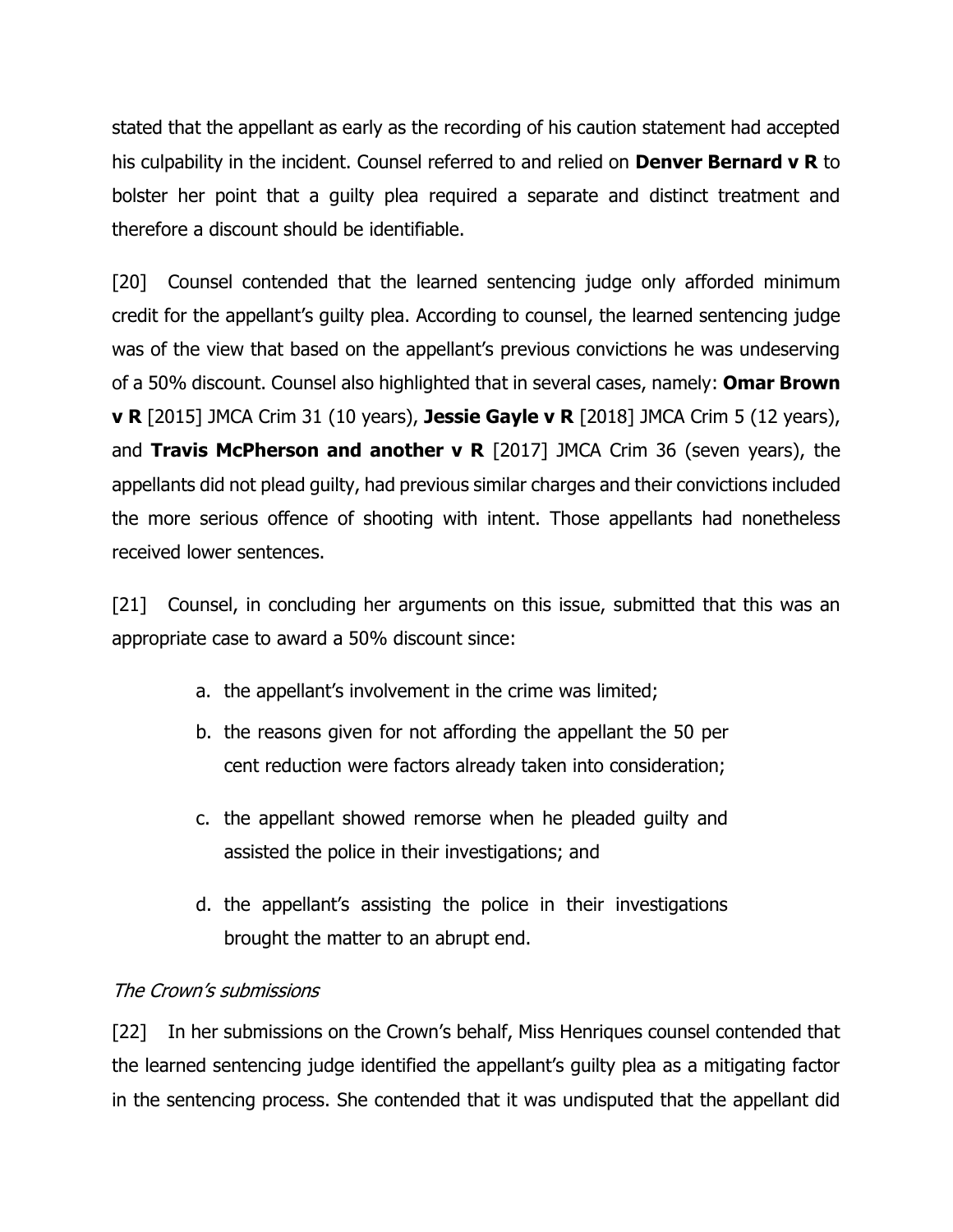stated that the appellant as early as the recording of his caution statement had accepted his culpability in the incident. Counsel referred to and relied on **Denver Bernard v R** to bolster her point that a guilty plea required a separate and distinct treatment and therefore a discount should be identifiable.

[20] Counsel contended that the learned sentencing judge only afforded minimum credit for the appellant's guilty plea. According to counsel, the learned sentencing judge was of the view that based on the appellant's previous convictions he was undeserving of a 50% discount. Counsel also highlighted that in several cases, namely: **Omar Brown v R** [2015] JMCA Crim 31 (10 years), **Jessie Gayle v R** [2018] JMCA Crim 5 (12 years), and **Travis McPherson and another v R** [2017] JMCA Crim 36 (seven years), the appellants did not plead guilty, had previous similar charges and their convictions included the more serious offence of shooting with intent. Those appellants had nonetheless received lower sentences.

[21] Counsel, in concluding her arguments on this issue, submitted that this was an appropriate case to award a 50% discount since:

a. the appellant's involvement in the crime was limited;

b. the reasons given for not affording the appellant the 50 per cent reduction were factors already taken into consideration;

c. the appellant showed remorse when he pleaded guilty and assisted the police in their investigations; and

d. the appellant's assisting the police in their investigations brought the matter to an abrupt end.

*The Crown's submissions*

[22] In her submissions on the Crown's behalf, Miss Henriques counsel contended that the learned sentencing judge identified the appellant's guilty plea as a mitigating factor in the sentencing process. She contended that it was undisputed that the appellant did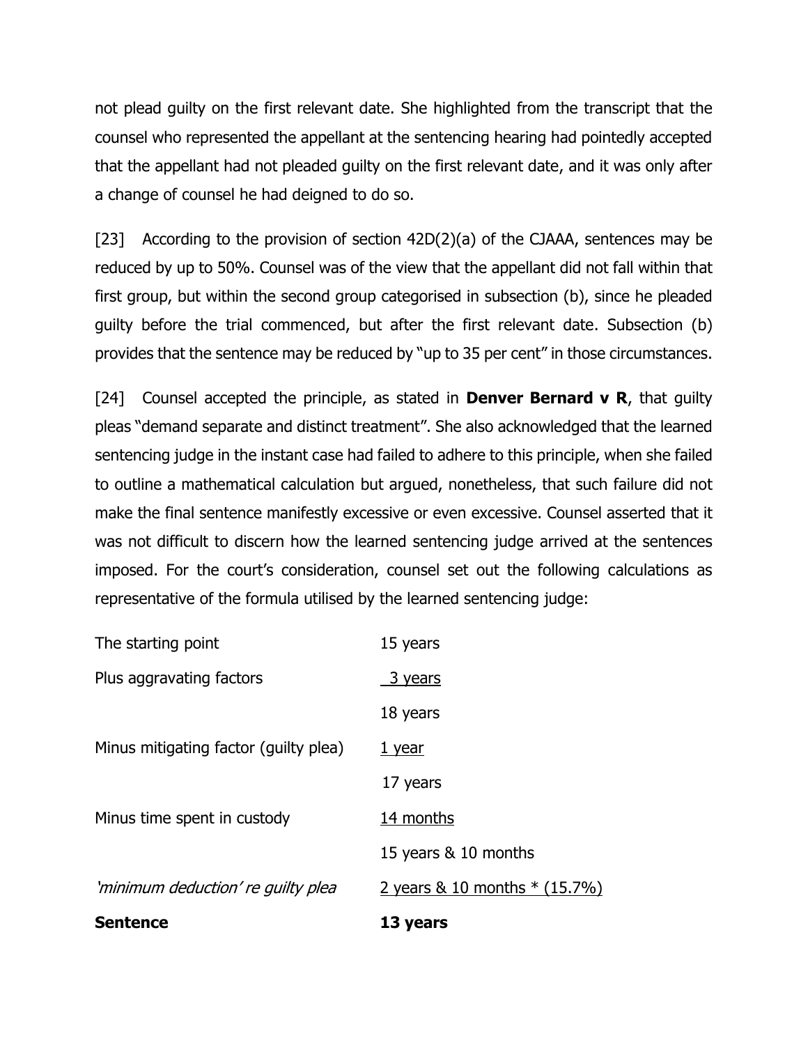not plead guilty on the first relevant date. She highlighted from the transcript that the counsel who represented the appellant at the sentencing hearing had pointedly accepted that the appellant had not pleaded guilty on the first relevant date, and it was only after a change of counsel he had deigned to do so.

[23] According to the provision of section 42D(2)(a) of the CJAAA, sentences may be reduced by up to 50%. Counsel was of the view that the appellant did not fall within that first group, but within the second group categorised in subsection (b), since he pleaded guilty before the trial commenced, but after the first relevant date. Subsection (b) provides that the sentence may be reduced by "up to 35 per cent" in those circumstances.

[24] Counsel accepted the principle, as stated in **Denver Bernard v R**, that guilty pleas "demand separate and distinct treatment". She also acknowledged that the learned sentencing judge in the instant case had failed to adhere to this principle, when she failed to outline a mathematical calculation but argued, nonetheless, that such failure did not make the final sentence manifestly excessive or even excessive. Counsel asserted that it was not difficult to discern how the learned sentencing judge arrived at the sentences imposed. For the court's consideration, counsel set out the following calculations as representative of the formula utilised by the learned sentencing judge:

| | |
|---|---|
| The starting point | 15 years |
| Plus aggravating factors | 3 years |
| | 18 years |
| Minus mitigating factor (guilty plea) | 1 year |
| | 17 years |
| Minus time spent in custody | 14 months |
| | 15 years & 10 months |
| *'minimum deduction' re guilty plea* | 2 years & 10 months * (15.7%) |
| **Sentence** | **13 years** |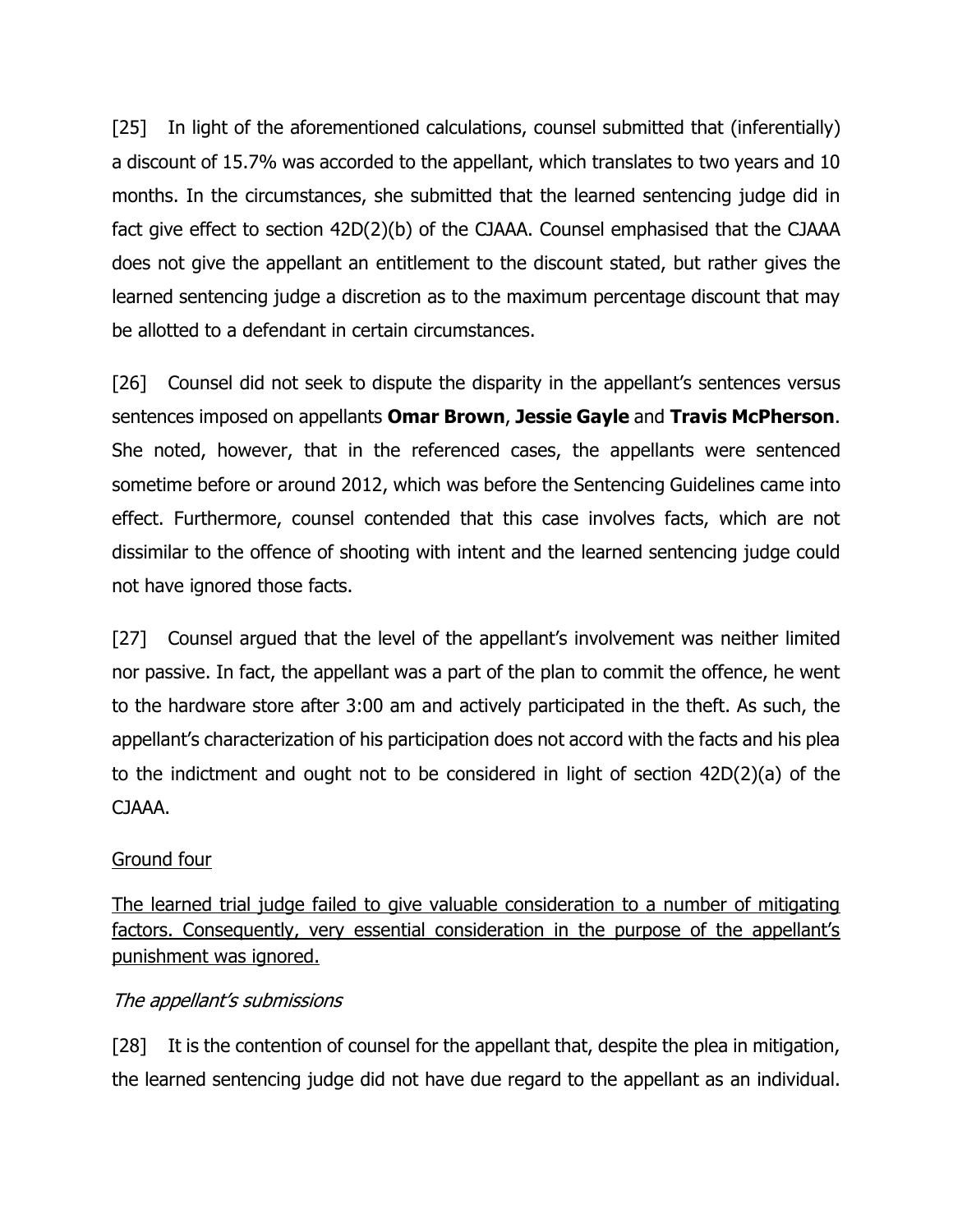[25] In light of the aforementioned calculations, counsel submitted that (inferentially) a discount of 15.7% was accorded to the appellant, which translates to two years and 10 months. In the circumstances, she submitted that the learned sentencing judge did in fact give effect to section 42D(2)(b) of the CJAAA. Counsel emphasised that the CJAAA does not give the appellant an entitlement to the discount stated, but rather gives the learned sentencing judge a discretion as to the maximum percentage discount that may be allotted to a defendant in certain circumstances.

[26] Counsel did not seek to dispute the disparity in the appellant's sentences versus sentences imposed on appellants **Omar Brown**, **Jessie Gayle** and **Travis McPherson**. She noted, however, that in the referenced cases, the appellants were sentenced sometime before or around 2012, which was before the Sentencing Guidelines came into effect. Furthermore, counsel contended that this case involves facts, which are not dissimilar to the offence of shooting with intent and the learned sentencing judge could not have ignored those facts.

[27] Counsel argued that the level of the appellant's involvement was neither limited nor passive. In fact, the appellant was a part of the plan to commit the offence, he went to the hardware store after 3:00 am and actively participated in the theft. As such, the appellant's characterization of his participation does not accord with the facts and his plea to the indictment and ought not to be considered in light of section 42D(2)(a) of the CJAAA.

<u>Ground four</u>

<u>The learned trial judge failed to give valuable consideration to a number of mitigating factors. Consequently, very essential consideration in the purpose of the appellant's punishment was ignored.</u>

*The appellant's submissions*

[28] It is the contention of counsel for the appellant that, despite the plea in mitigation, the learned sentencing judge did not have due regard to the appellant as an individual.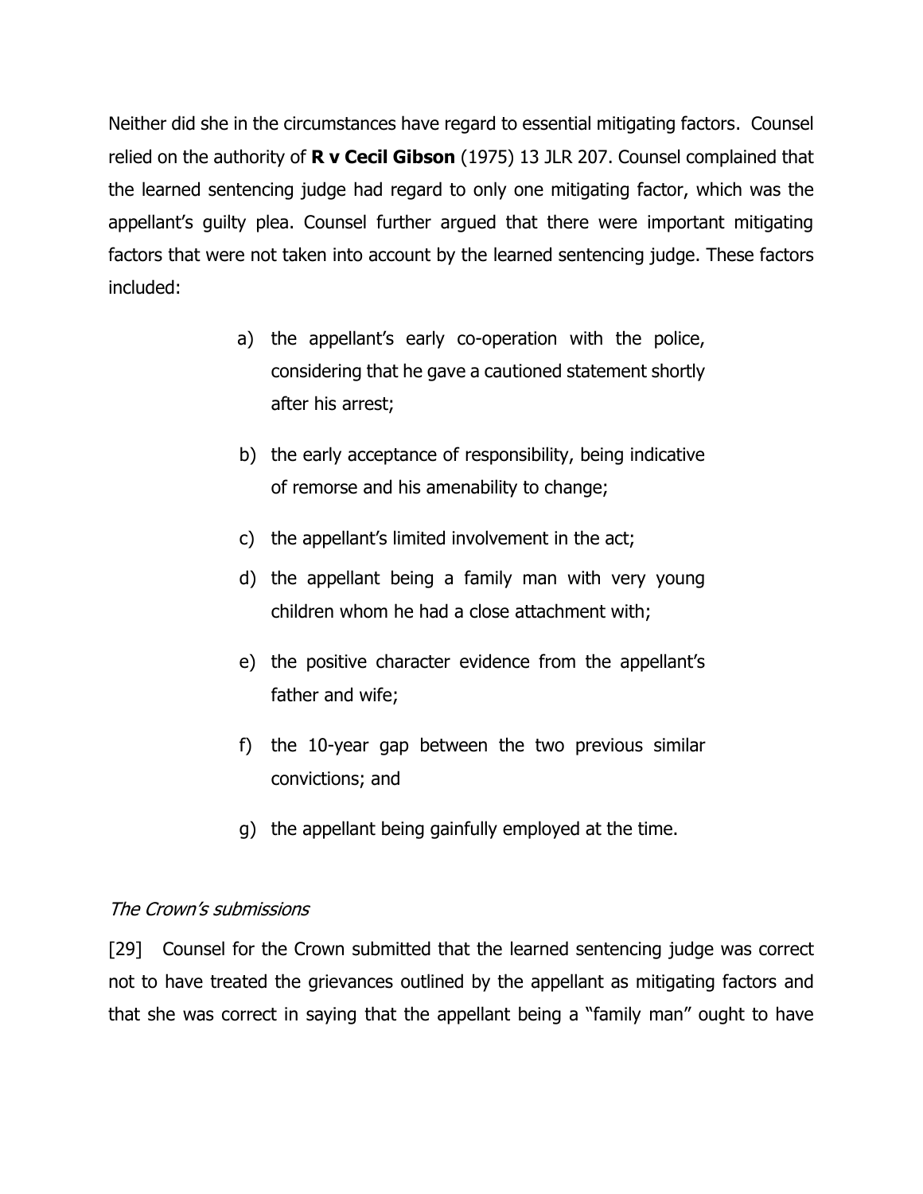Neither did she in the circumstances have regard to essential mitigating factors. Counsel relied on the authority of **R v Cecil Gibson** (1975) 13 JLR 207. Counsel complained that the learned sentencing judge had regard to only one mitigating factor, which was the appellant's guilty plea. Counsel further argued that there were important mitigating factors that were not taken into account by the learned sentencing judge. These factors included:

> a) the appellant's early co-operation with the police, considering that he gave a cautioned statement shortly after his arrest;
>
> b) the early acceptance of responsibility, being indicative of remorse and his amenability to change;
>
> c) the appellant's limited involvement in the act;
>
> d) the appellant being a family man with very young children whom he had a close attachment with;
>
> e) the positive character evidence from the appellant's father and wife;
>
> f) the 10-year gap between the two previous similar convictions; and
>
> g) the appellant being gainfully employed at the time.

*The Crown's submissions*

[29] Counsel for the Crown submitted that the learned sentencing judge was correct not to have treated the grievances outlined by the appellant as mitigating factors and that she was correct in saying that the appellant being a "family man" ought to have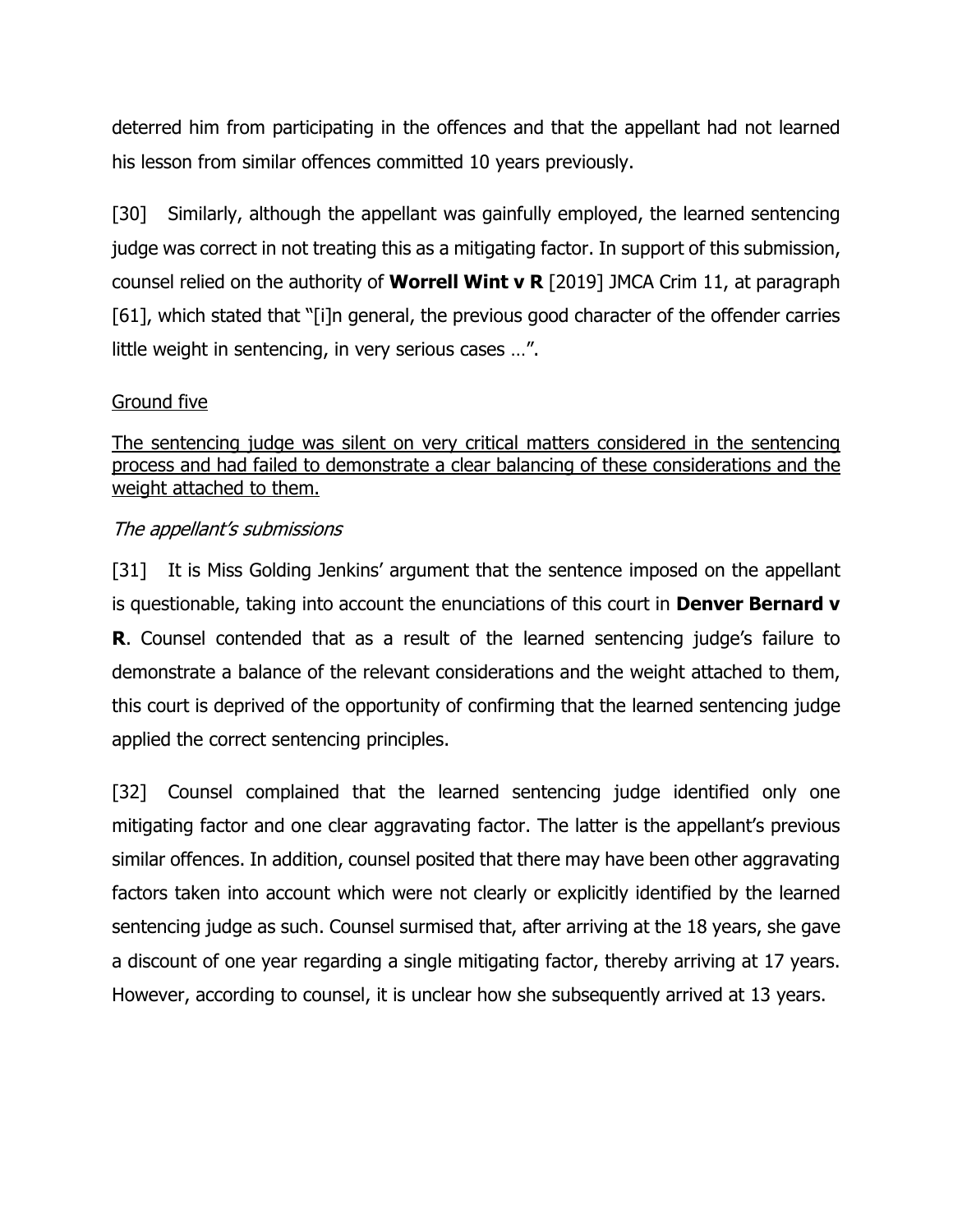deterred him from participating in the offences and that the appellant had not learned his lesson from similar offences committed 10 years previously.

[30] Similarly, although the appellant was gainfully employed, the learned sentencing judge was correct in not treating this as a mitigating factor. In support of this submission, counsel relied on the authority of **Worrell Wint v R** [2019] JMCA Crim 11, at paragraph [61], which stated that "[i]n general, the previous good character of the offender carries little weight in sentencing, in very serious cases …".

<u>Ground five</u>

<u>The sentencing judge was silent on very critical matters considered in the sentencing process and had failed to demonstrate a clear balancing of these considerations and the weight attached to them.</u>

*The appellant's submissions*

[31] It is Miss Golding Jenkins' argument that the sentence imposed on the appellant is questionable, taking into account the enunciations of this court in **Denver Bernard v R**. Counsel contended that as a result of the learned sentencing judge's failure to demonstrate a balance of the relevant considerations and the weight attached to them, this court is deprived of the opportunity of confirming that the learned sentencing judge applied the correct sentencing principles.

[32] Counsel complained that the learned sentencing judge identified only one mitigating factor and one clear aggravating factor. The latter is the appellant's previous similar offences. In addition, counsel posited that there may have been other aggravating factors taken into account which were not clearly or explicitly identified by the learned sentencing judge as such. Counsel surmised that, after arriving at the 18 years, she gave a discount of one year regarding a single mitigating factor, thereby arriving at 17 years. However, according to counsel, it is unclear how she subsequently arrived at 13 years.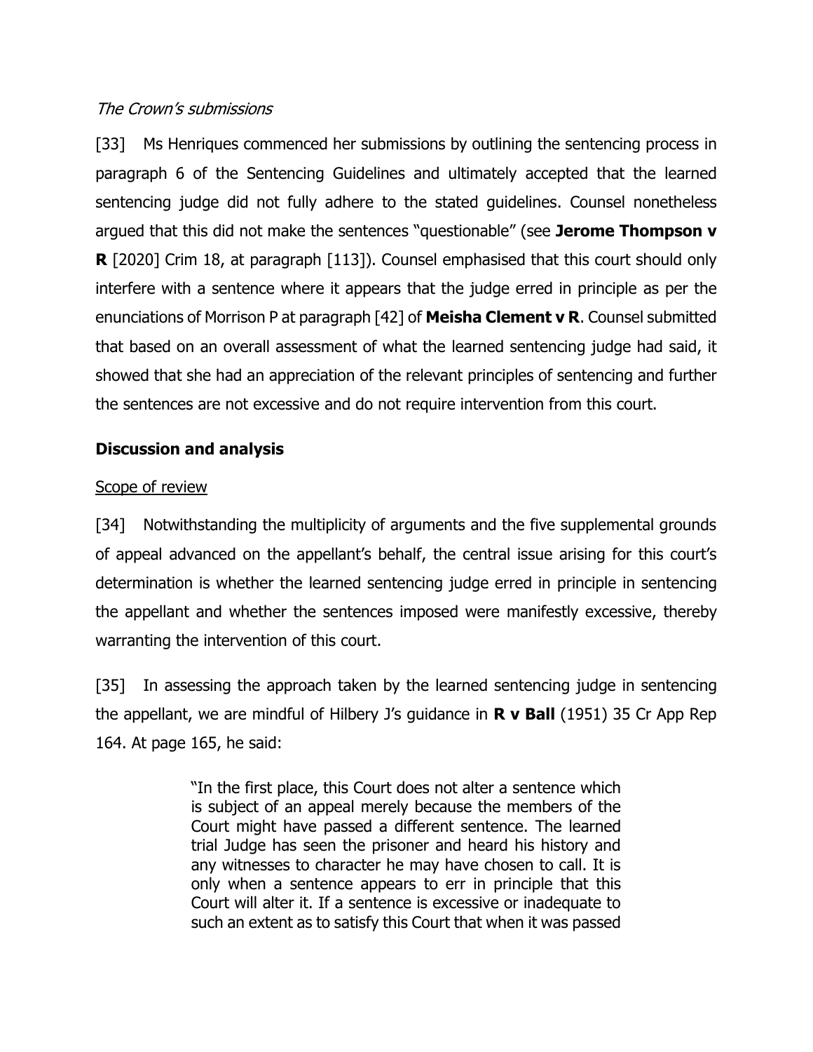*The Crown's submissions*

[33] Ms Henriques commenced her submissions by outlining the sentencing process in paragraph 6 of the Sentencing Guidelines and ultimately accepted that the learned sentencing judge did not fully adhere to the stated guidelines. Counsel nonetheless argued that this did not make the sentences "questionable" (see **Jerome Thompson v R** [2020] Crim 18, at paragraph [113]). Counsel emphasised that this court should only interfere with a sentence where it appears that the judge erred in principle as per the enunciations of Morrison P at paragraph [42] of **Meisha Clement v R**. Counsel submitted that based on an overall assessment of what the learned sentencing judge had said, it showed that she had an appreciation of the relevant principles of sentencing and further the sentences are not excessive and do not require intervention from this court.

## Discussion and analysis

Scope of review

[34] Notwithstanding the multiplicity of arguments and the five supplemental grounds of appeal advanced on the appellant's behalf, the central issue arising for this court's determination is whether the learned sentencing judge erred in principle in sentencing the appellant and whether the sentences imposed were manifestly excessive, thereby warranting the intervention of this court.

[35] In assessing the approach taken by the learned sentencing judge in sentencing the appellant, we are mindful of Hilbery J's guidance in **R v Ball** (1951) 35 Cr App Rep 164. At page 165, he said:

> "In the first place, this Court does not alter a sentence which is subject of an appeal merely because the members of the Court might have passed a different sentence. The learned trial Judge has seen the prisoner and heard his history and any witnesses to character he may have chosen to call. It is only when a sentence appears to err in principle that this Court will alter it. If a sentence is excessive or inadequate to such an extent as to satisfy this Court that when it was passed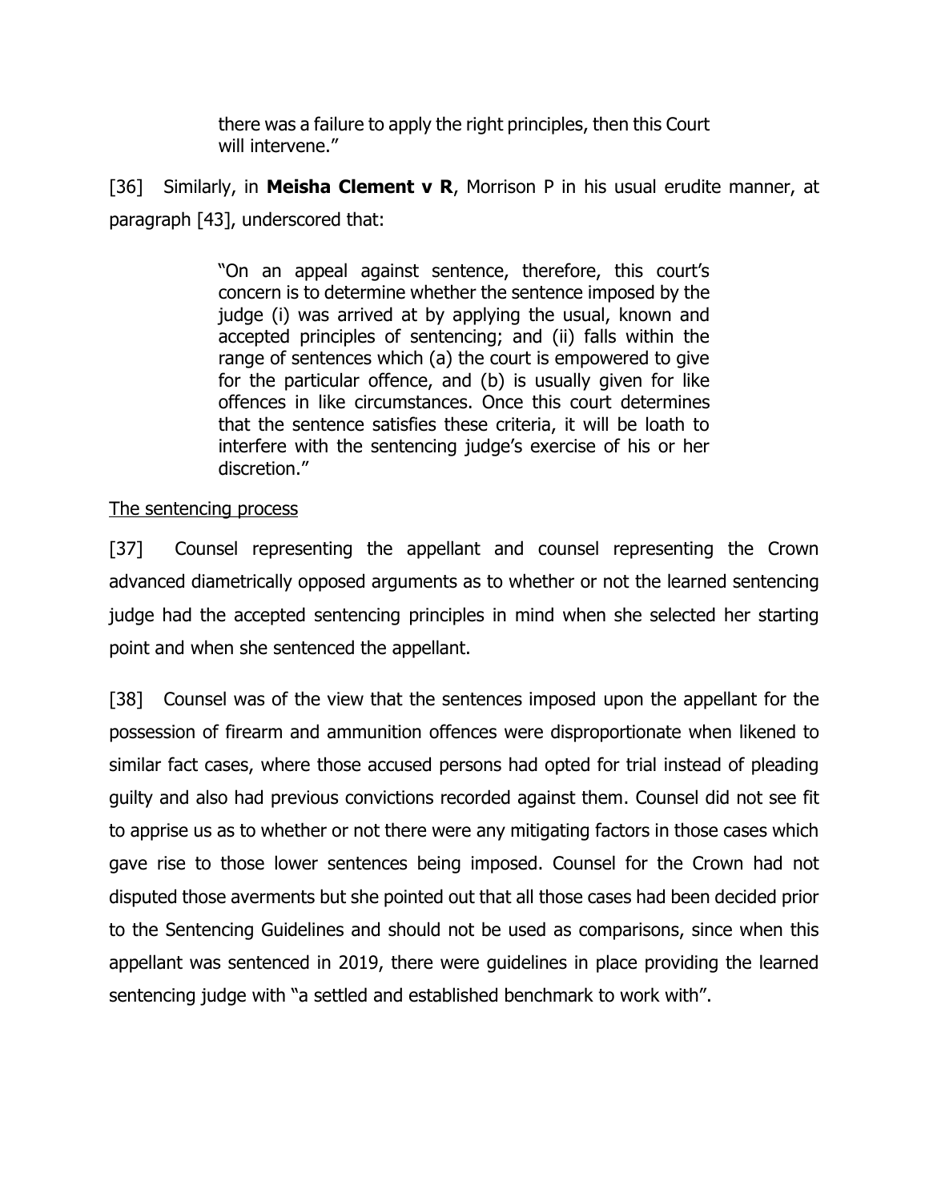> there was a failure to apply the right principles, then this Court will intervene."

[36] Similarly, in **Meisha Clement v R**, Morrison P in his usual erudite manner, at paragraph [43], underscored that:

> "On an appeal against sentence, therefore, this court's concern is to determine whether the sentence imposed by the judge (i) was arrived at by applying the usual, known and accepted principles of sentencing; and (ii) falls within the range of sentences which (a) the court is empowered to give for the particular offence, and (b) is usually given for like offences in like circumstances. Once this court determines that the sentence satisfies these criteria, it will be loath to interfere with the sentencing judge's exercise of his or her discretion."

<u>The sentencing process</u>

[37] Counsel representing the appellant and counsel representing the Crown advanced diametrically opposed arguments as to whether or not the learned sentencing judge had the accepted sentencing principles in mind when she selected her starting point and when she sentenced the appellant.

[38] Counsel was of the view that the sentences imposed upon the appellant for the possession of firearm and ammunition offences were disproportionate when likened to similar fact cases, where those accused persons had opted for trial instead of pleading guilty and also had previous convictions recorded against them. Counsel did not see fit to apprise us as to whether or not there were any mitigating factors in those cases which gave rise to those lower sentences being imposed. Counsel for the Crown had not disputed those averments but she pointed out that all those cases had been decided prior to the Sentencing Guidelines and should not be used as comparisons, since when this appellant was sentenced in 2019, there were guidelines in place providing the learned sentencing judge with "a settled and established benchmark to work with".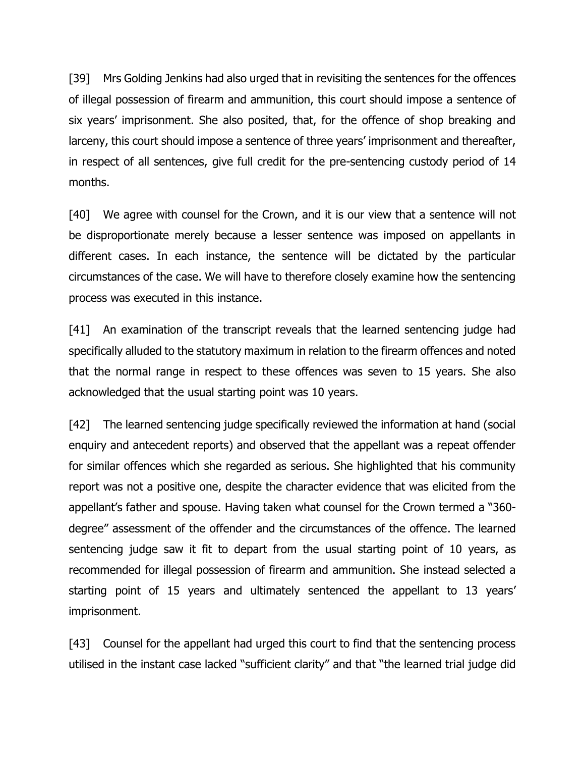[39] Mrs Golding Jenkins had also urged that in revisiting the sentences for the offences of illegal possession of firearm and ammunition, this court should impose a sentence of six years' imprisonment. She also posited, that, for the offence of shop breaking and larceny, this court should impose a sentence of three years' imprisonment and thereafter, in respect of all sentences, give full credit for the pre-sentencing custody period of 14 months.

[40] We agree with counsel for the Crown, and it is our view that a sentence will not be disproportionate merely because a lesser sentence was imposed on appellants in different cases. In each instance, the sentence will be dictated by the particular circumstances of the case. We will have to therefore closely examine how the sentencing process was executed in this instance.

[41] An examination of the transcript reveals that the learned sentencing judge had specifically alluded to the statutory maximum in relation to the firearm offences and noted that the normal range in respect to these offences was seven to 15 years. She also acknowledged that the usual starting point was 10 years.

[42] The learned sentencing judge specifically reviewed the information at hand (social enquiry and antecedent reports) and observed that the appellant was a repeat offender for similar offences which she regarded as serious. She highlighted that his community report was not a positive one, despite the character evidence that was elicited from the appellant's father and spouse. Having taken what counsel for the Crown termed a "360-degree" assessment of the offender and the circumstances of the offence. The learned sentencing judge saw it fit to depart from the usual starting point of 10 years, as recommended for illegal possession of firearm and ammunition. She instead selected a starting point of 15 years and ultimately sentenced the appellant to 13 years' imprisonment.

[43] Counsel for the appellant had urged this court to find that the sentencing process utilised in the instant case lacked "sufficient clarity" and that "the learned trial judge did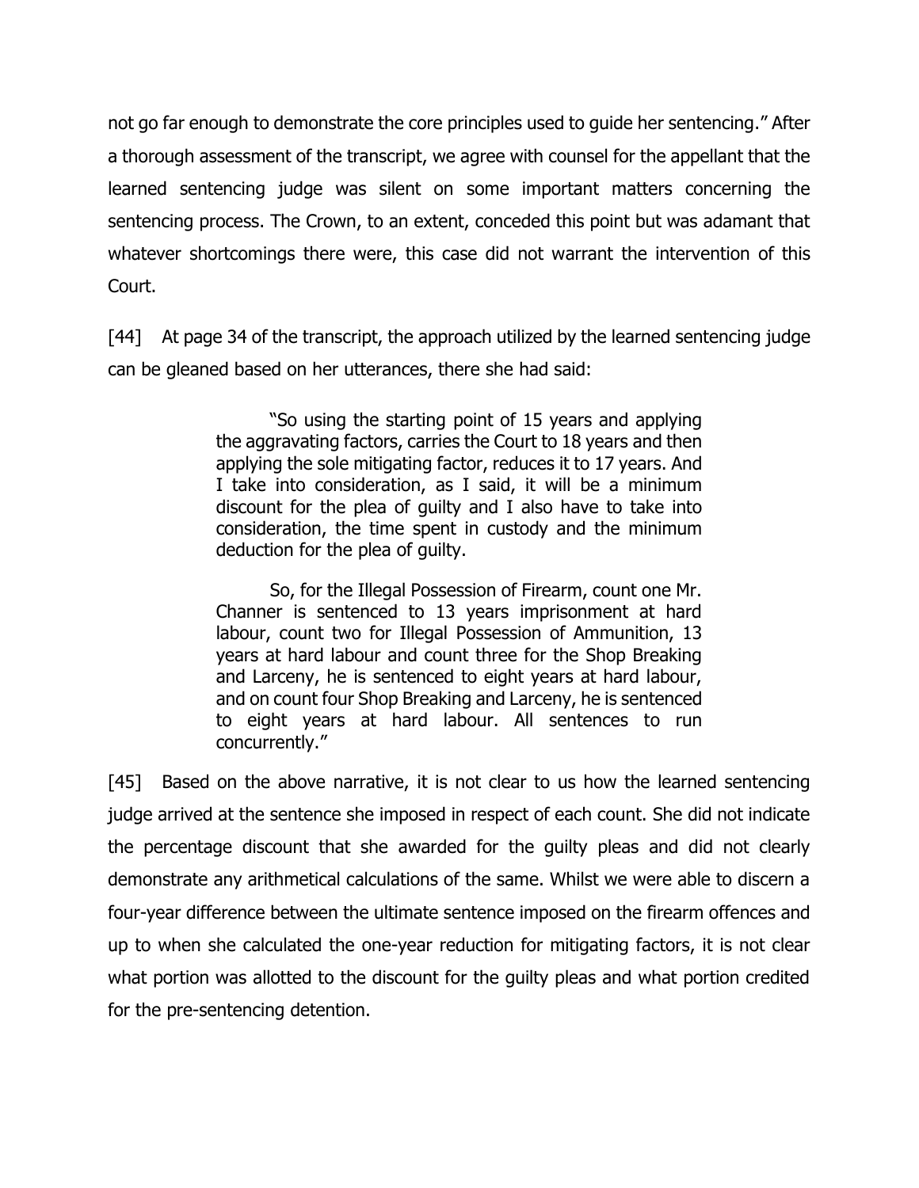not go far enough to demonstrate the core principles used to guide her sentencing." After a thorough assessment of the transcript, we agree with counsel for the appellant that the learned sentencing judge was silent on some important matters concerning the sentencing process. The Crown, to an extent, conceded this point but was adamant that whatever shortcomings there were, this case did not warrant the intervention of this Court.

[44] At page 34 of the transcript, the approach utilized by the learned sentencing judge can be gleaned based on her utterances, there she had said:

> "So using the starting point of 15 years and applying the aggravating factors, carries the Court to 18 years and then applying the sole mitigating factor, reduces it to 17 years. And I take into consideration, as I said, it will be a minimum discount for the plea of guilty and I also have to take into consideration, the time spent in custody and the minimum deduction for the plea of guilty.
>
> So, for the Illegal Possession of Firearm, count one Mr. Channer is sentenced to 13 years imprisonment at hard labour, count two for Illegal Possession of Ammunition, 13 years at hard labour and count three for the Shop Breaking and Larceny, he is sentenced to eight years at hard labour, and on count four Shop Breaking and Larceny, he is sentenced to eight years at hard labour. All sentences to run concurrently."

[45] Based on the above narrative, it is not clear to us how the learned sentencing judge arrived at the sentence she imposed in respect of each count. She did not indicate the percentage discount that she awarded for the guilty pleas and did not clearly demonstrate any arithmetical calculations of the same. Whilst we were able to discern a four-year difference between the ultimate sentence imposed on the firearm offences and up to when she calculated the one-year reduction for mitigating factors, it is not clear what portion was allotted to the discount for the guilty pleas and what portion credited for the pre-sentencing detention.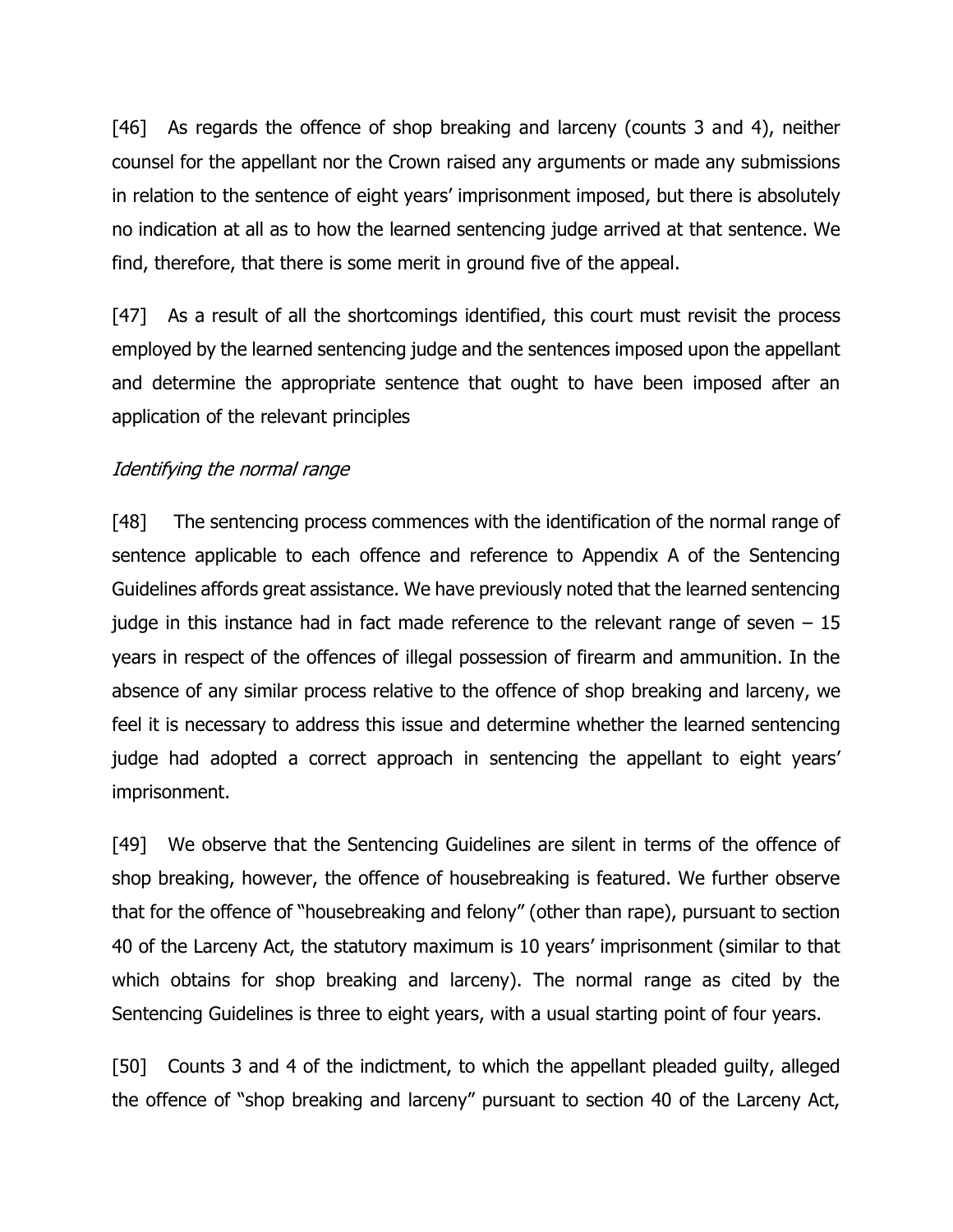[46] As regards the offence of shop breaking and larceny (counts 3 and 4), neither counsel for the appellant nor the Crown raised any arguments or made any submissions in relation to the sentence of eight years' imprisonment imposed, but there is absolutely no indication at all as to how the learned sentencing judge arrived at that sentence. We find, therefore, that there is some merit in ground five of the appeal.

[47] As a result of all the shortcomings identified, this court must revisit the process employed by the learned sentencing judge and the sentences imposed upon the appellant and determine the appropriate sentence that ought to have been imposed after an application of the relevant principles

*Identifying the normal range*

[48] The sentencing process commences with the identification of the normal range of sentence applicable to each offence and reference to Appendix A of the Sentencing Guidelines affords great assistance. We have previously noted that the learned sentencing judge in this instance had in fact made reference to the relevant range of seven – 15 years in respect of the offences of illegal possession of firearm and ammunition. In the absence of any similar process relative to the offence of shop breaking and larceny, we feel it is necessary to address this issue and determine whether the learned sentencing judge had adopted a correct approach in sentencing the appellant to eight years' imprisonment.

[49] We observe that the Sentencing Guidelines are silent in terms of the offence of shop breaking, however, the offence of housebreaking is featured. We further observe that for the offence of "housebreaking and felony" (other than rape), pursuant to section 40 of the Larceny Act, the statutory maximum is 10 years' imprisonment (similar to that which obtains for shop breaking and larceny). The normal range as cited by the Sentencing Guidelines is three to eight years, with a usual starting point of four years.

[50] Counts 3 and 4 of the indictment, to which the appellant pleaded guilty, alleged the offence of "shop breaking and larceny" pursuant to section 40 of the Larceny Act,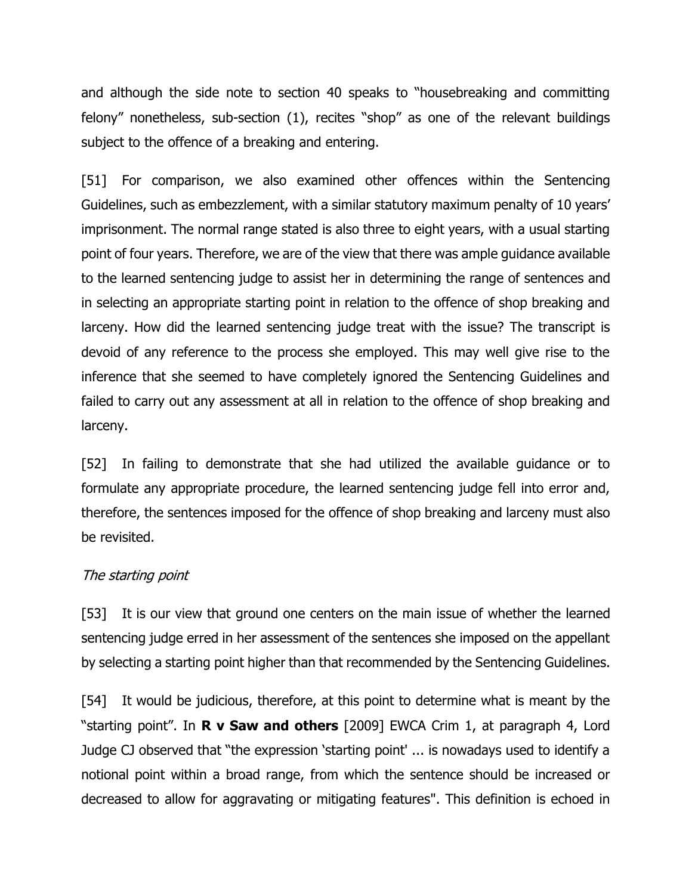and although the side note to section 40 speaks to "housebreaking and committing felony" nonetheless, sub-section (1), recites "shop" as one of the relevant buildings subject to the offence of a breaking and entering.

[51] For comparison, we also examined other offences within the Sentencing Guidelines, such as embezzlement, with a similar statutory maximum penalty of 10 years' imprisonment. The normal range stated is also three to eight years, with a usual starting point of four years. Therefore, we are of the view that there was ample guidance available to the learned sentencing judge to assist her in determining the range of sentences and in selecting an appropriate starting point in relation to the offence of shop breaking and larceny. How did the learned sentencing judge treat with the issue? The transcript is devoid of any reference to the process she employed. This may well give rise to the inference that she seemed to have completely ignored the Sentencing Guidelines and failed to carry out any assessment at all in relation to the offence of shop breaking and larceny.

[52] In failing to demonstrate that she had utilized the available guidance or to formulate any appropriate procedure, the learned sentencing judge fell into error and, therefore, the sentences imposed for the offence of shop breaking and larceny must also be revisited.

*The starting point*

[53] It is our view that ground one centers on the main issue of whether the learned sentencing judge erred in her assessment of the sentences she imposed on the appellant by selecting a starting point higher than that recommended by the Sentencing Guidelines.

[54] It would be judicious, therefore, at this point to determine what is meant by the "starting point". In **R v Saw and others** [2009] EWCA Crim 1, at paragraph 4, Lord Judge CJ observed that "the expression 'starting point' ... is nowadays used to identify a notional point within a broad range, from which the sentence should be increased or decreased to allow for aggravating or mitigating features". This definition is echoed in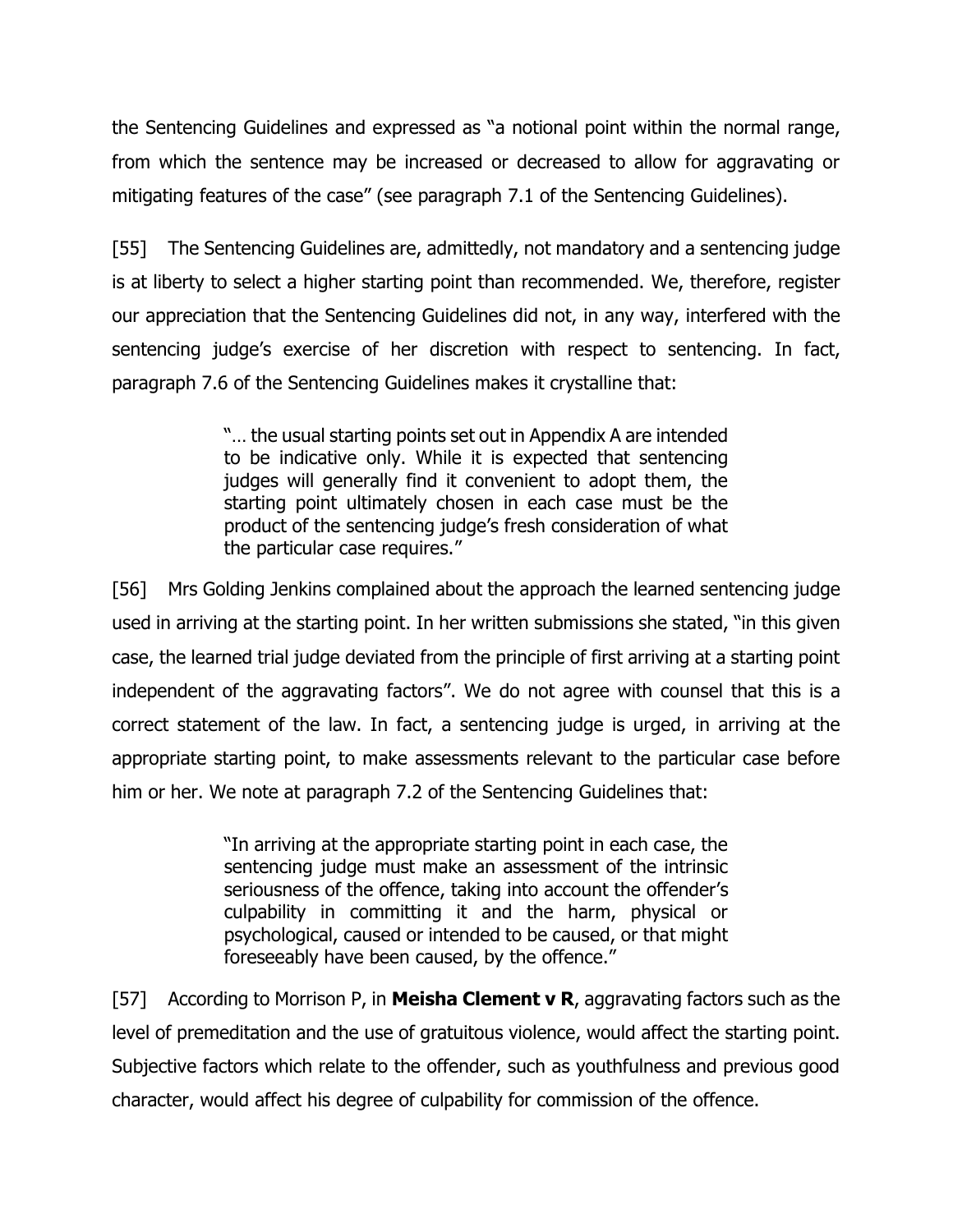the Sentencing Guidelines and expressed as "a notional point within the normal range, from which the sentence may be increased or decreased to allow for aggravating or mitigating features of the case" (see paragraph 7.1 of the Sentencing Guidelines).

[55] The Sentencing Guidelines are, admittedly, not mandatory and a sentencing judge is at liberty to select a higher starting point than recommended. We, therefore, register our appreciation that the Sentencing Guidelines did not, in any way, interfered with the sentencing judge's exercise of her discretion with respect to sentencing. In fact, paragraph 7.6 of the Sentencing Guidelines makes it crystalline that:

> "… the usual starting points set out in Appendix A are intended to be indicative only. While it is expected that sentencing judges will generally find it convenient to adopt them, the starting point ultimately chosen in each case must be the product of the sentencing judge's fresh consideration of what the particular case requires."

[56] Mrs Golding Jenkins complained about the approach the learned sentencing judge used in arriving at the starting point. In her written submissions she stated, "in this given case, the learned trial judge deviated from the principle of first arriving at a starting point independent of the aggravating factors". We do not agree with counsel that this is a correct statement of the law. In fact, a sentencing judge is urged, in arriving at the appropriate starting point, to make assessments relevant to the particular case before him or her. We note at paragraph 7.2 of the Sentencing Guidelines that:

> "In arriving at the appropriate starting point in each case, the sentencing judge must make an assessment of the intrinsic seriousness of the offence, taking into account the offender's culpability in committing it and the harm, physical or psychological, caused or intended to be caused, or that might foreseeably have been caused, by the offence."

[57] According to Morrison P, in **Meisha Clement v R**, aggravating factors such as the level of premeditation and the use of gratuitous violence, would affect the starting point. Subjective factors which relate to the offender, such as youthfulness and previous good character, would affect his degree of culpability for commission of the offence.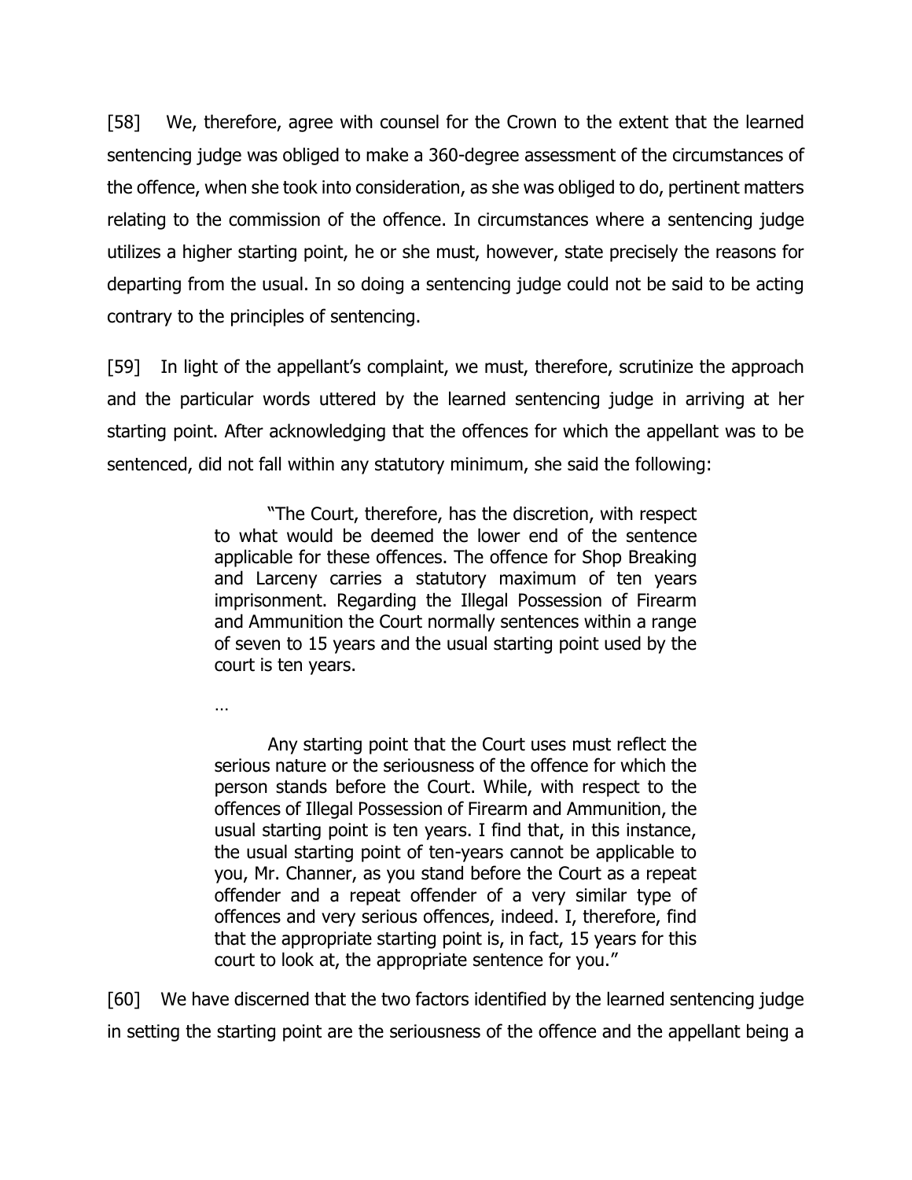[58] We, therefore, agree with counsel for the Crown to the extent that the learned sentencing judge was obliged to make a 360-degree assessment of the circumstances of the offence, when she took into consideration, as she was obliged to do, pertinent matters relating to the commission of the offence. In circumstances where a sentencing judge utilizes a higher starting point, he or she must, however, state precisely the reasons for departing from the usual. In so doing a sentencing judge could not be said to be acting contrary to the principles of sentencing.

[59] In light of the appellant's complaint, we must, therefore, scrutinize the approach and the particular words uttered by the learned sentencing judge in arriving at her starting point. After acknowledging that the offences for which the appellant was to be sentenced, did not fall within any statutory minimum, she said the following:

> "The Court, therefore, has the discretion, with respect to what would be deemed the lower end of the sentence applicable for these offences. The offence for Shop Breaking and Larceny carries a statutory maximum of ten years imprisonment. Regarding the Illegal Possession of Firearm and Ammunition the Court normally sentences within a range of seven to 15 years and the usual starting point used by the court is ten years.
>
> …
>
> Any starting point that the Court uses must reflect the serious nature or the seriousness of the offence for which the person stands before the Court. While, with respect to the offences of Illegal Possession of Firearm and Ammunition, the usual starting point is ten years. I find that, in this instance, the usual starting point of ten-years cannot be applicable to you, Mr. Channer, as you stand before the Court as a repeat offender and a repeat offender of a very similar type of offences and very serious offences, indeed. I, therefore, find that the appropriate starting point is, in fact, 15 years for this court to look at, the appropriate sentence for you."

[60] We have discerned that the two factors identified by the learned sentencing judge in setting the starting point are the seriousness of the offence and the appellant being a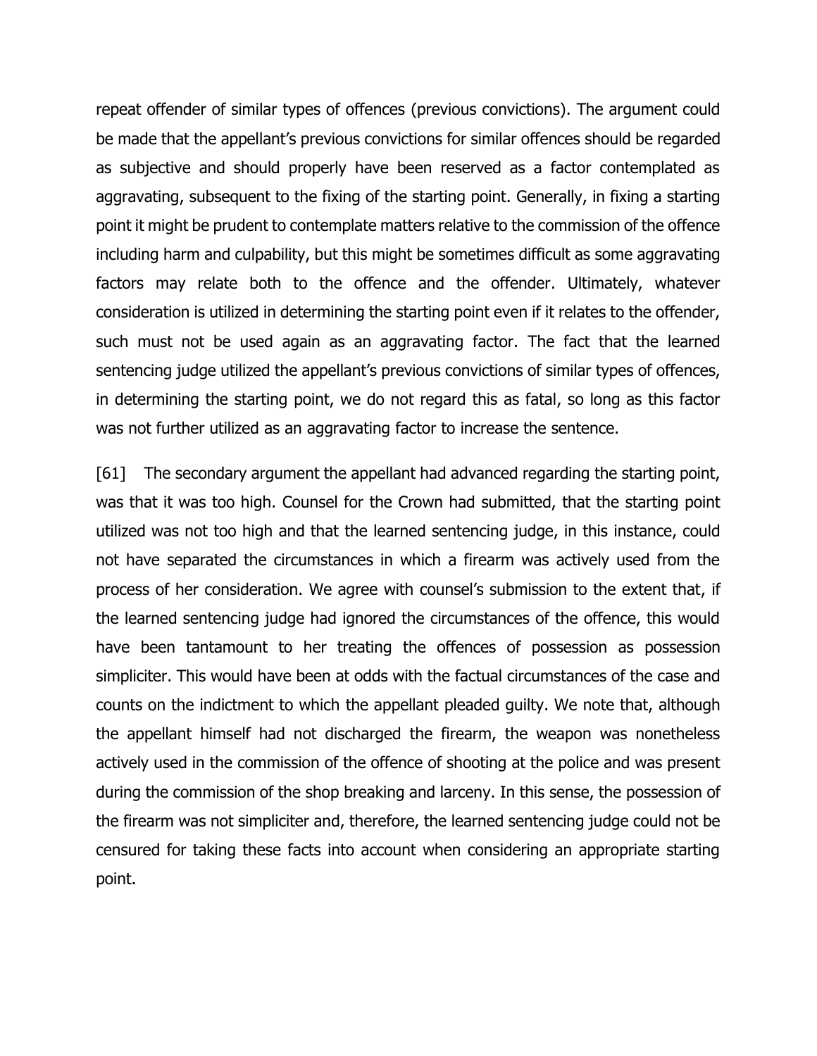repeat offender of similar types of offences (previous convictions). The argument could be made that the appellant's previous convictions for similar offences should be regarded as subjective and should properly have been reserved as a factor contemplated as aggravating, subsequent to the fixing of the starting point. Generally, in fixing a starting point it might be prudent to contemplate matters relative to the commission of the offence including harm and culpability, but this might be sometimes difficult as some aggravating factors may relate both to the offence and the offender. Ultimately, whatever consideration is utilized in determining the starting point even if it relates to the offender, such must not be used again as an aggravating factor. The fact that the learned sentencing judge utilized the appellant's previous convictions of similar types of offences, in determining the starting point, we do not regard this as fatal, so long as this factor was not further utilized as an aggravating factor to increase the sentence.

[61] The secondary argument the appellant had advanced regarding the starting point, was that it was too high. Counsel for the Crown had submitted, that the starting point utilized was not too high and that the learned sentencing judge, in this instance, could not have separated the circumstances in which a firearm was actively used from the process of her consideration. We agree with counsel's submission to the extent that, if the learned sentencing judge had ignored the circumstances of the offence, this would have been tantamount to her treating the offences of possession as possession simpliciter. This would have been at odds with the factual circumstances of the case and counts on the indictment to which the appellant pleaded guilty. We note that, although the appellant himself had not discharged the firearm, the weapon was nonetheless actively used in the commission of the offence of shooting at the police and was present during the commission of the shop breaking and larceny. In this sense, the possession of the firearm was not simpliciter and, therefore, the learned sentencing judge could not be censured for taking these facts into account when considering an appropriate starting point.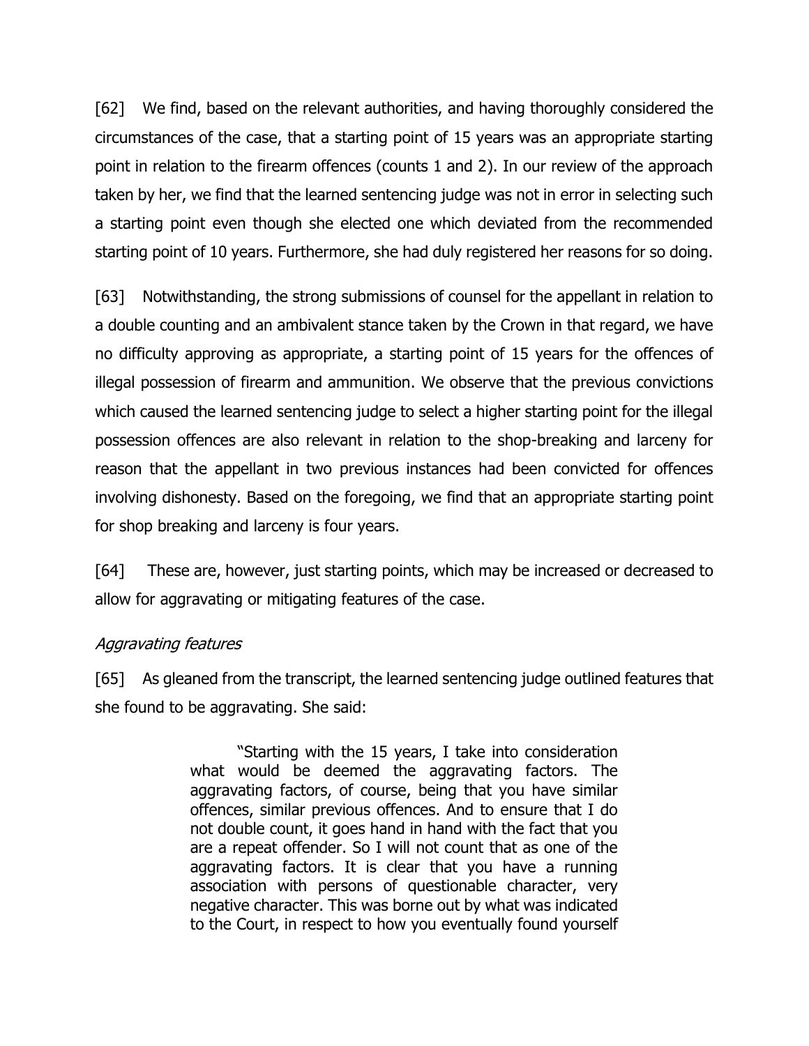[62] We find, based on the relevant authorities, and having thoroughly considered the circumstances of the case, that a starting point of 15 years was an appropriate starting point in relation to the firearm offences (counts 1 and 2). In our review of the approach taken by her, we find that the learned sentencing judge was not in error in selecting such a starting point even though she elected one which deviated from the recommended starting point of 10 years. Furthermore, she had duly registered her reasons for so doing.

[63] Notwithstanding, the strong submissions of counsel for the appellant in relation to a double counting and an ambivalent stance taken by the Crown in that regard, we have no difficulty approving as appropriate, a starting point of 15 years for the offences of illegal possession of firearm and ammunition. We observe that the previous convictions which caused the learned sentencing judge to select a higher starting point for the illegal possession offences are also relevant in relation to the shop-breaking and larceny for reason that the appellant in two previous instances had been convicted for offences involving dishonesty. Based on the foregoing, we find that an appropriate starting point for shop breaking and larceny is four years.

[64] These are, however, just starting points, which may be increased or decreased to allow for aggravating or mitigating features of the case.

*Aggravating features*

[65] As gleaned from the transcript, the learned sentencing judge outlined features that she found to be aggravating. She said:

> "Starting with the 15 years, I take into consideration what would be deemed the aggravating factors. The aggravating factors, of course, being that you have similar offences, similar previous offences. And to ensure that I do not double count, it goes hand in hand with the fact that you are a repeat offender. So I will not count that as one of the aggravating factors. It is clear that you have a running association with persons of questionable character, very negative character. This was borne out by what was indicated to the Court, in respect to how you eventually found yourself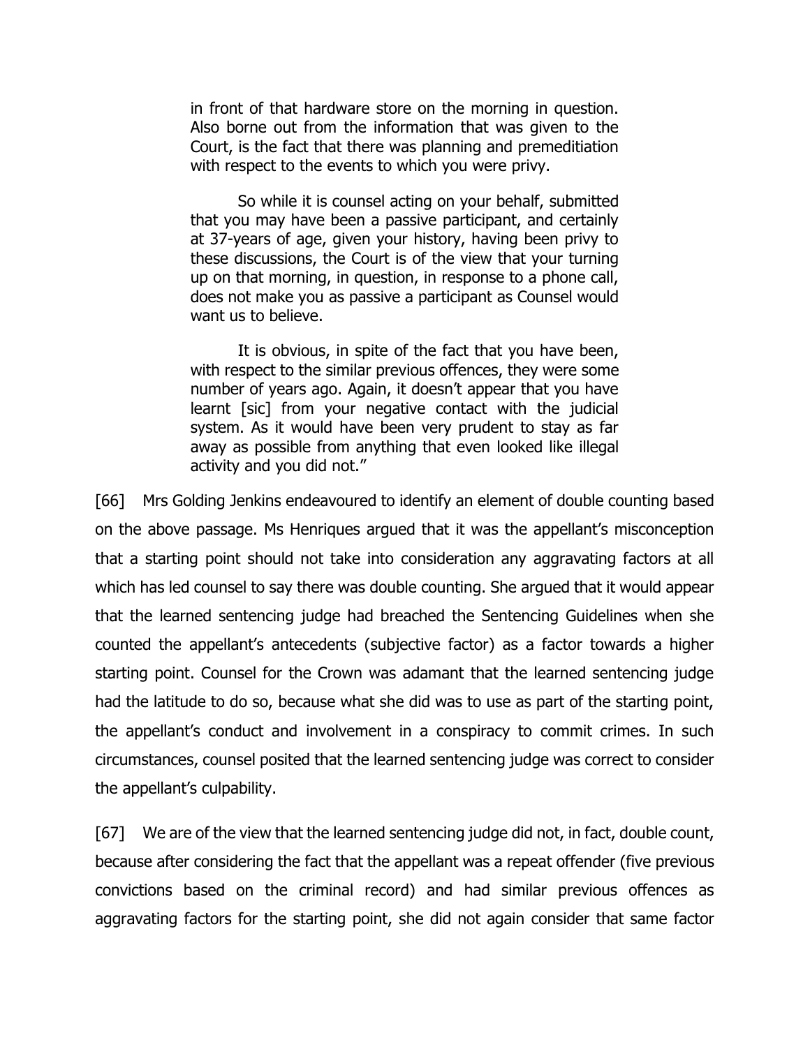> in front of that hardware store on the morning in question. Also borne out from the information that was given to the Court, is the fact that there was planning and premeditiation with respect to the events to which you were privy.
>
> So while it is counsel acting on your behalf, submitted that you may have been a passive participant, and certainly at 37-years of age, given your history, having been privy to these discussions, the Court is of the view that your turning up on that morning, in question, in response to a phone call, does not make you as passive a participant as Counsel would want us to believe.
>
> It is obvious, in spite of the fact that you have been, with respect to the similar previous offences, they were some number of years ago. Again, it doesn't appear that you have learnt [sic] from your negative contact with the judicial system. As it would have been very prudent to stay as far away as possible from anything that even looked like illegal activity and you did not."

[66] Mrs Golding Jenkins endeavoured to identify an element of double counting based on the above passage. Ms Henriques argued that it was the appellant's misconception that a starting point should not take into consideration any aggravating factors at all which has led counsel to say there was double counting. She argued that it would appear that the learned sentencing judge had breached the Sentencing Guidelines when she counted the appellant's antecedents (subjective factor) as a factor towards a higher starting point. Counsel for the Crown was adamant that the learned sentencing judge had the latitude to do so, because what she did was to use as part of the starting point, the appellant's conduct and involvement in a conspiracy to commit crimes. In such circumstances, counsel posited that the learned sentencing judge was correct to consider the appellant's culpability.

[67] We are of the view that the learned sentencing judge did not, in fact, double count, because after considering the fact that the appellant was a repeat offender (five previous convictions based on the criminal record) and had similar previous offences as aggravating factors for the starting point, she did not again consider that same factor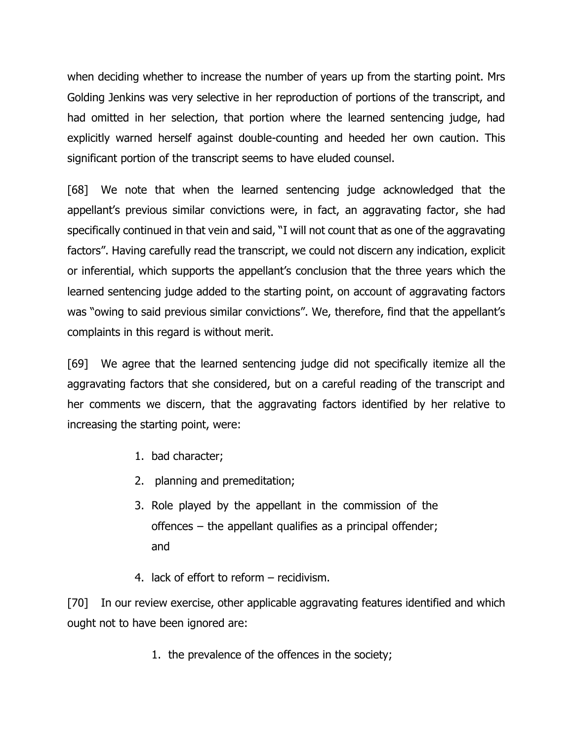when deciding whether to increase the number of years up from the starting point. Mrs Golding Jenkins was very selective in her reproduction of portions of the transcript, and had omitted in her selection, that portion where the learned sentencing judge, had explicitly warned herself against double-counting and heeded her own caution. This significant portion of the transcript seems to have eluded counsel.

[68] We note that when the learned sentencing judge acknowledged that the appellant's previous similar convictions were, in fact, an aggravating factor, she had specifically continued in that vein and said, "I will not count that as one of the aggravating factors". Having carefully read the transcript, we could not discern any indication, explicit or inferential, which supports the appellant's conclusion that the three years which the learned sentencing judge added to the starting point, on account of aggravating factors was "owing to said previous similar convictions". We, therefore, find that the appellant's complaints in this regard is without merit.

[69] We agree that the learned sentencing judge did not specifically itemize all the aggravating factors that she considered, but on a careful reading of the transcript and her comments we discern, that the aggravating factors identified by her relative to increasing the starting point, were:

1. bad character;
2. planning and premeditation;
3. Role played by the appellant in the commission of the offences – the appellant qualifies as a principal offender; and
4. lack of effort to reform – recidivism.

[70] In our review exercise, other applicable aggravating features identified and which ought not to have been ignored are:

1. the prevalence of the offences in the society;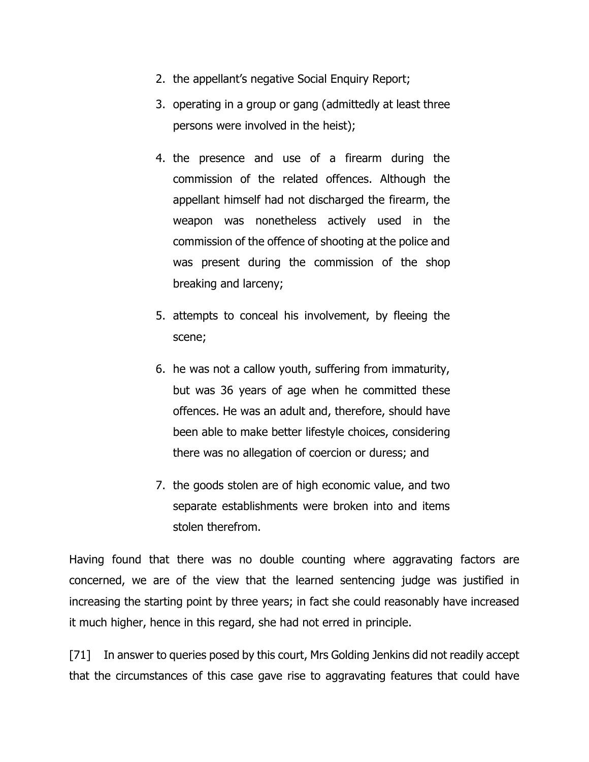2. the appellant's negative Social Enquiry Report;
3. operating in a group or gang (admittedly at least three persons were involved in the heist);
4. the presence and use of a firearm during the commission of the related offences. Although the appellant himself had not discharged the firearm, the weapon was nonetheless actively used in the commission of the offence of shooting at the police and was present during the commission of the shop breaking and larceny;
5. attempts to conceal his involvement, by fleeing the scene;
6. he was not a callow youth, suffering from immaturity, but was 36 years of age when he committed these offences. He was an adult and, therefore, should have been able to make better lifestyle choices, considering there was no allegation of coercion or duress; and
7. the goods stolen are of high economic value, and two separate establishments were broken into and items stolen therefrom.

Having found that there was no double counting where aggravating factors are concerned, we are of the view that the learned sentencing judge was justified in increasing the starting point by three years; in fact she could reasonably have increased it much higher, hence in this regard, she had not erred in principle.

[71] In answer to queries posed by this court, Mrs Golding Jenkins did not readily accept that the circumstances of this case gave rise to aggravating features that could have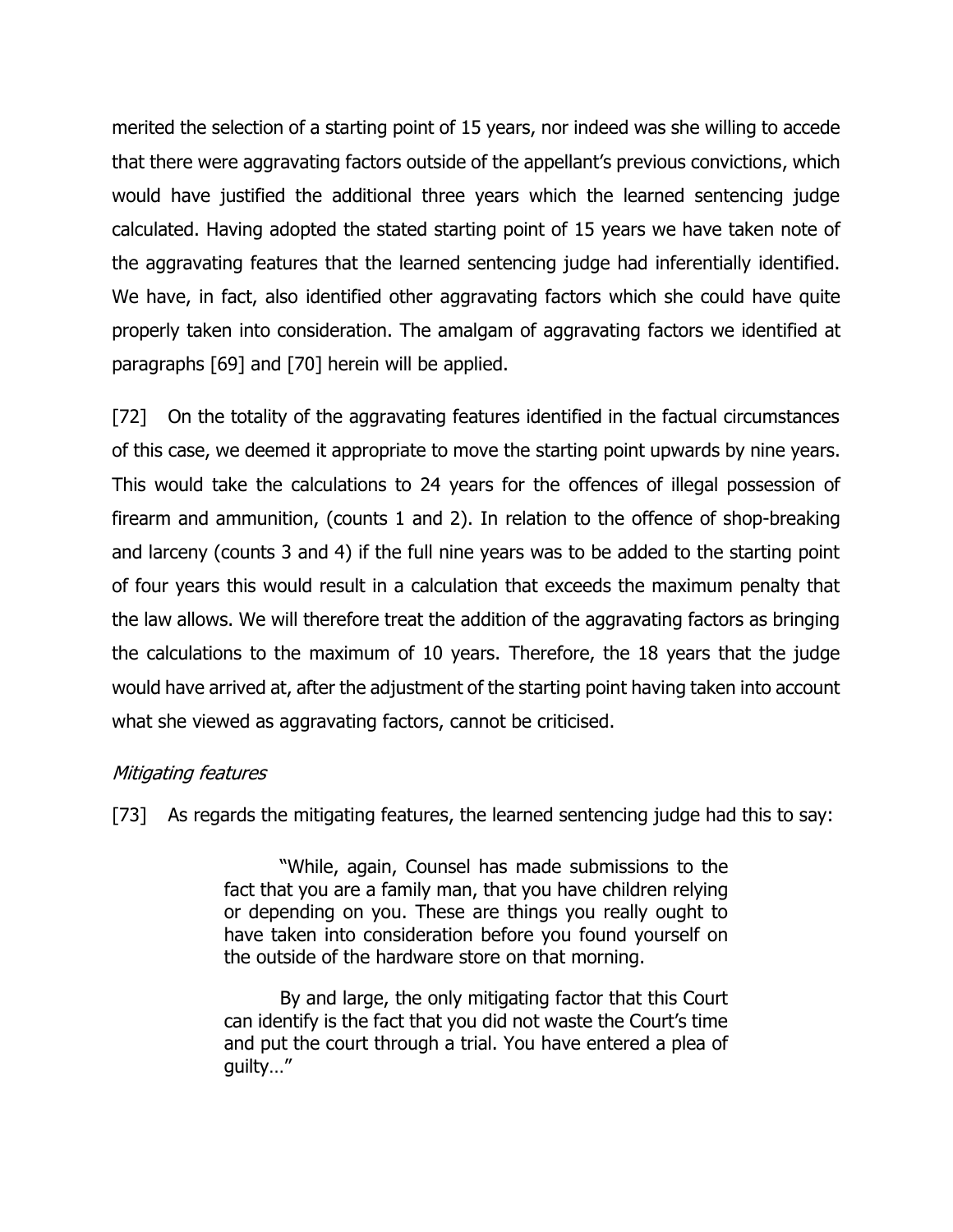merited the selection of a starting point of 15 years, nor indeed was she willing to accede that there were aggravating factors outside of the appellant's previous convictions, which would have justified the additional three years which the learned sentencing judge calculated. Having adopted the stated starting point of 15 years we have taken note of the aggravating features that the learned sentencing judge had inferentially identified. We have, in fact, also identified other aggravating factors which she could have quite properly taken into consideration. The amalgam of aggravating factors we identified at paragraphs [69] and [70] herein will be applied.

[72] On the totality of the aggravating features identified in the factual circumstances of this case, we deemed it appropriate to move the starting point upwards by nine years. This would take the calculations to 24 years for the offences of illegal possession of firearm and ammunition, (counts 1 and 2). In relation to the offence of shop-breaking and larceny (counts 3 and 4) if the full nine years was to be added to the starting point of four years this would result in a calculation that exceeds the maximum penalty that the law allows. We will therefore treat the addition of the aggravating factors as bringing the calculations to the maximum of 10 years. Therefore, the 18 years that the judge would have arrived at, after the adjustment of the starting point having taken into account what she viewed as aggravating factors, cannot be criticised.

*Mitigating features*

[73] As regards the mitigating features, the learned sentencing judge had this to say:

> "While, again, Counsel has made submissions to the fact that you are a family man, that you have children relying or depending on you. These are things you really ought to have taken into consideration before you found yourself on the outside of the hardware store on that morning.
>
> By and large, the only mitigating factor that this Court can identify is the fact that you did not waste the Court's time and put the court through a trial. You have entered a plea of guilty…"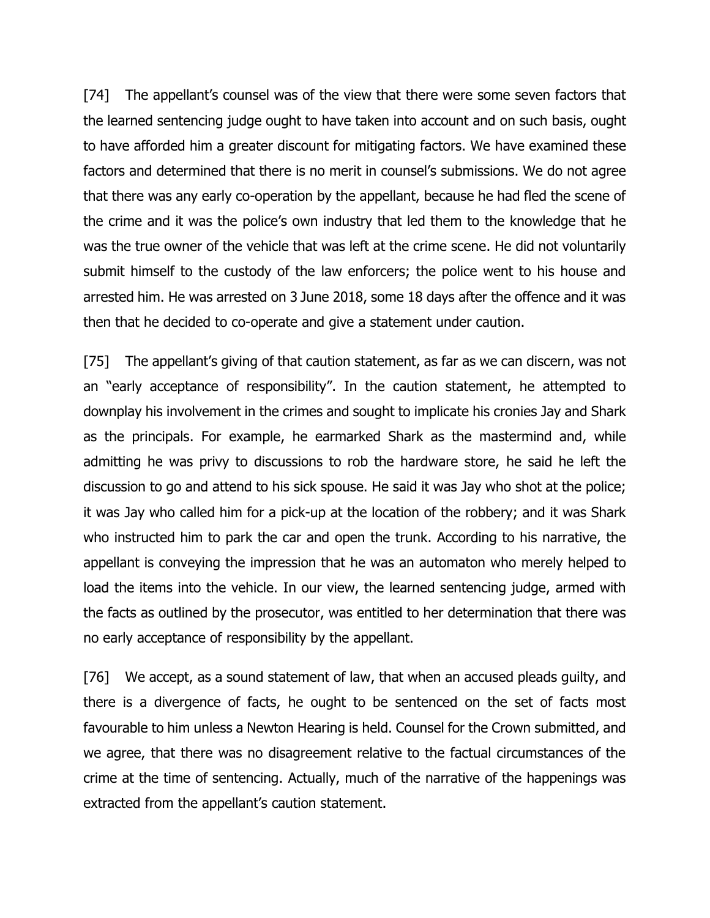[74] The appellant's counsel was of the view that there were some seven factors that the learned sentencing judge ought to have taken into account and on such basis, ought to have afforded him a greater discount for mitigating factors. We have examined these factors and determined that there is no merit in counsel's submissions. We do not agree that there was any early co-operation by the appellant, because he had fled the scene of the crime and it was the police's own industry that led them to the knowledge that he was the true owner of the vehicle that was left at the crime scene. He did not voluntarily submit himself to the custody of the law enforcers; the police went to his house and arrested him. He was arrested on 3 June 2018, some 18 days after the offence and it was then that he decided to co-operate and give a statement under caution.

[75] The appellant's giving of that caution statement, as far as we can discern, was not an "early acceptance of responsibility". In the caution statement, he attempted to downplay his involvement in the crimes and sought to implicate his cronies Jay and Shark as the principals. For example, he earmarked Shark as the mastermind and, while admitting he was privy to discussions to rob the hardware store, he said he left the discussion to go and attend to his sick spouse. He said it was Jay who shot at the police; it was Jay who called him for a pick-up at the location of the robbery; and it was Shark who instructed him to park the car and open the trunk. According to his narrative, the appellant is conveying the impression that he was an automaton who merely helped to load the items into the vehicle. In our view, the learned sentencing judge, armed with the facts as outlined by the prosecutor, was entitled to her determination that there was no early acceptance of responsibility by the appellant.

[76] We accept, as a sound statement of law, that when an accused pleads guilty, and there is a divergence of facts, he ought to be sentenced on the set of facts most favourable to him unless a Newton Hearing is held. Counsel for the Crown submitted, and we agree, that there was no disagreement relative to the factual circumstances of the crime at the time of sentencing. Actually, much of the narrative of the happenings was extracted from the appellant's caution statement.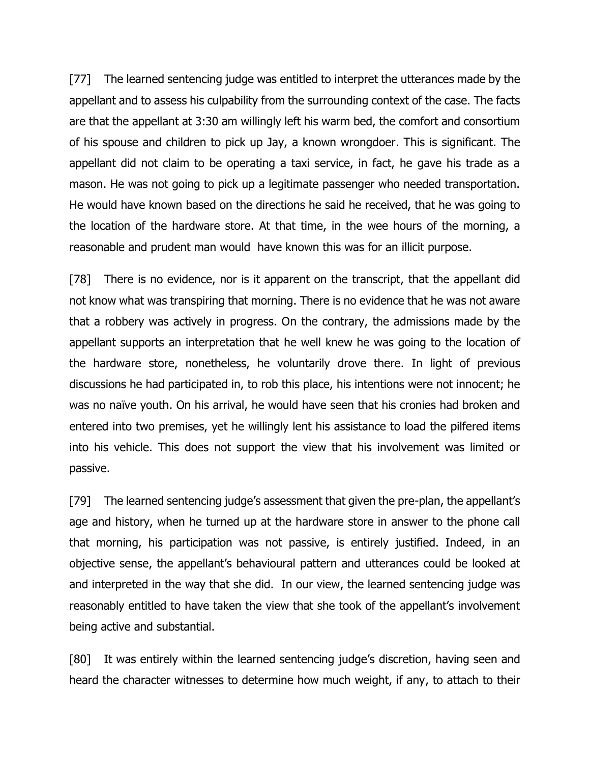[77] The learned sentencing judge was entitled to interpret the utterances made by the appellant and to assess his culpability from the surrounding context of the case. The facts are that the appellant at 3:30 am willingly left his warm bed, the comfort and consortium of his spouse and children to pick up Jay, a known wrongdoer. This is significant. The appellant did not claim to be operating a taxi service, in fact, he gave his trade as a mason. He was not going to pick up a legitimate passenger who needed transportation. He would have known based on the directions he said he received, that he was going to the location of the hardware store. At that time, in the wee hours of the morning, a reasonable and prudent man would have known this was for an illicit purpose.

[78] There is no evidence, nor is it apparent on the transcript, that the appellant did not know what was transpiring that morning. There is no evidence that he was not aware that a robbery was actively in progress. On the contrary, the admissions made by the appellant supports an interpretation that he well knew he was going to the location of the hardware store, nonetheless, he voluntarily drove there. In light of previous discussions he had participated in, to rob this place, his intentions were not innocent; he was no naïve youth. On his arrival, he would have seen that his cronies had broken and entered into two premises, yet he willingly lent his assistance to load the pilfered items into his vehicle. This does not support the view that his involvement was limited or passive.

[79] The learned sentencing judge's assessment that given the pre-plan, the appellant's age and history, when he turned up at the hardware store in answer to the phone call that morning, his participation was not passive, is entirely justified. Indeed, in an objective sense, the appellant's behavioural pattern and utterances could be looked at and interpreted in the way that she did. In our view, the learned sentencing judge was reasonably entitled to have taken the view that she took of the appellant's involvement being active and substantial.

[80] It was entirely within the learned sentencing judge's discretion, having seen and heard the character witnesses to determine how much weight, if any, to attach to their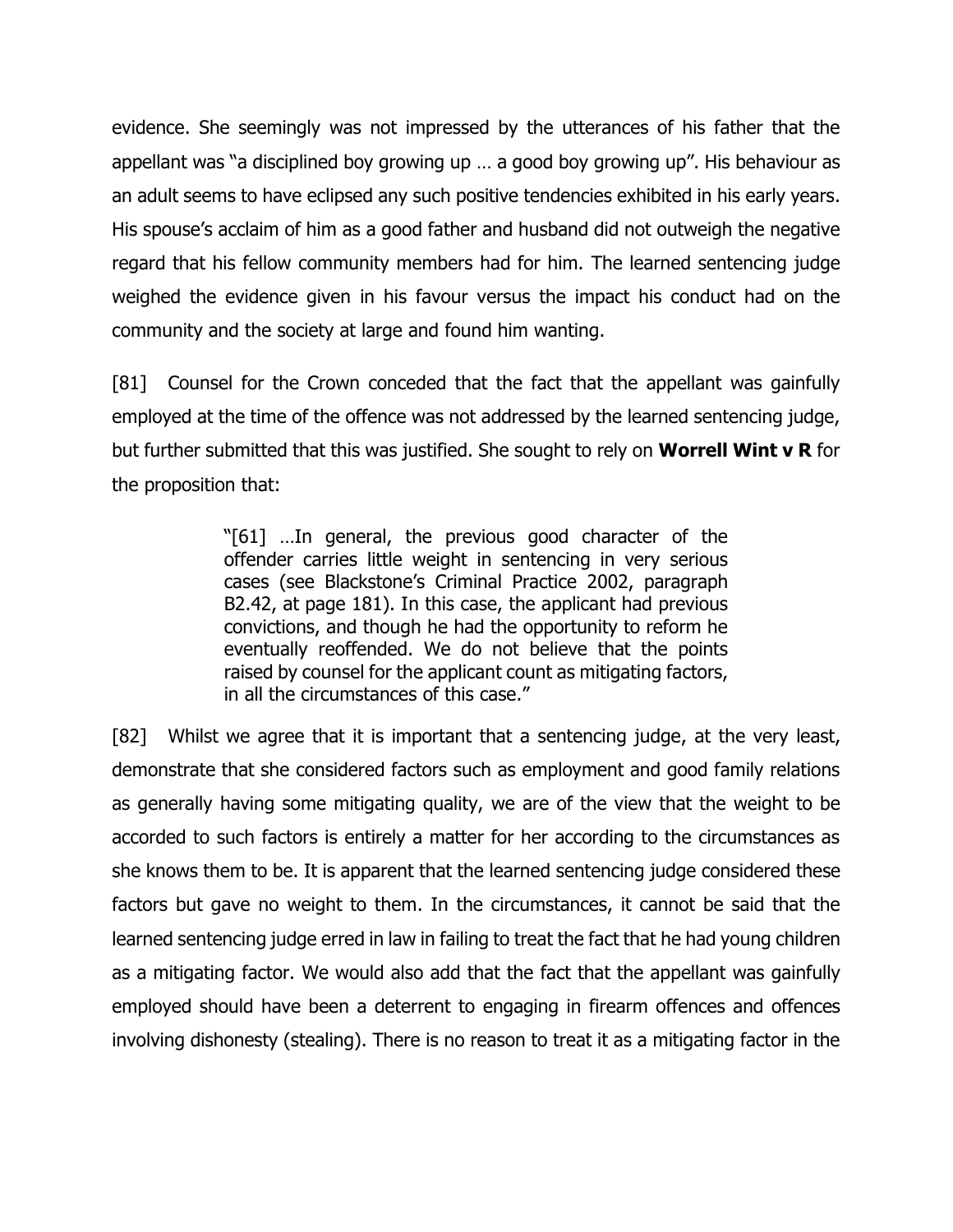evidence. She seemingly was not impressed by the utterances of his father that the appellant was "a disciplined boy growing up … a good boy growing up". His behaviour as an adult seems to have eclipsed any such positive tendencies exhibited in his early years. His spouse's acclaim of him as a good father and husband did not outweigh the negative regard that his fellow community members had for him. The learned sentencing judge weighed the evidence given in his favour versus the impact his conduct had on the community and the society at large and found him wanting.

[81] Counsel for the Crown conceded that the fact that the appellant was gainfully employed at the time of the offence was not addressed by the learned sentencing judge, but further submitted that this was justified. She sought to rely on **Worrell Wint v R** for the proposition that:

> "[61] …In general, the previous good character of the offender carries little weight in sentencing in very serious cases (see Blackstone's Criminal Practice 2002, paragraph B2.42, at page 181). In this case, the applicant had previous convictions, and though he had the opportunity to reform he eventually reoffended. We do not believe that the points raised by counsel for the applicant count as mitigating factors, in all the circumstances of this case."

[82] Whilst we agree that it is important that a sentencing judge, at the very least, demonstrate that she considered factors such as employment and good family relations as generally having some mitigating quality, we are of the view that the weight to be accorded to such factors is entirely a matter for her according to the circumstances as she knows them to be. It is apparent that the learned sentencing judge considered these factors but gave no weight to them. In the circumstances, it cannot be said that the learned sentencing judge erred in law in failing to treat the fact that he had young children as a mitigating factor. We would also add that the fact that the appellant was gainfully employed should have been a deterrent to engaging in firearm offences and offences involving dishonesty (stealing). There is no reason to treat it as a mitigating factor in the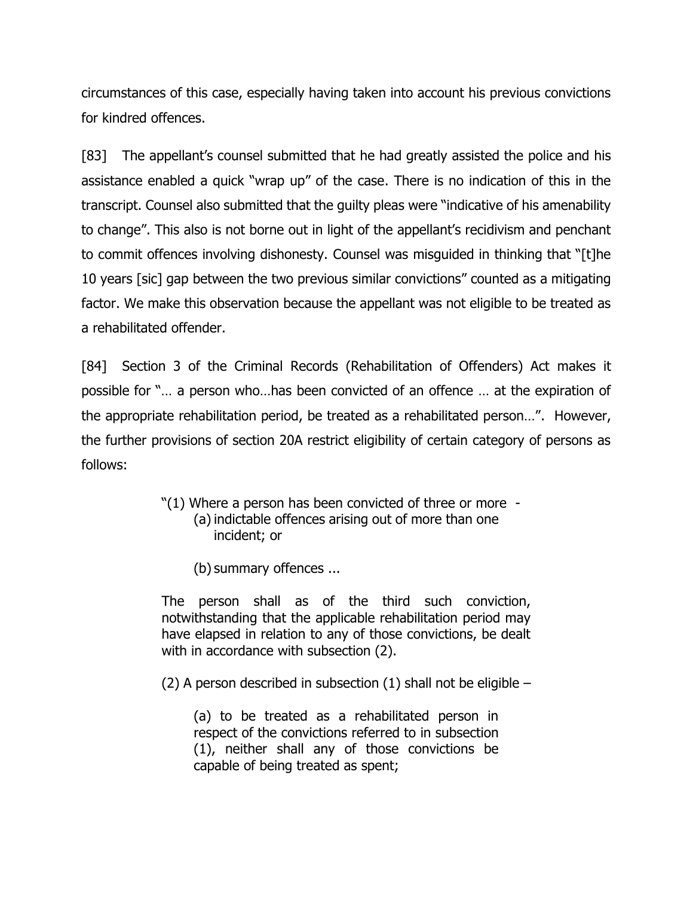circumstances of this case, especially having taken into account his previous convictions for kindred offences.

[83] The appellant's counsel submitted that he had greatly assisted the police and his assistance enabled a quick "wrap up" of the case. There is no indication of this in the transcript. Counsel also submitted that the guilty pleas were "indicative of his amenability to change". This also is not borne out in light of the appellant's recidivism and penchant to commit offences involving dishonesty. Counsel was misguided in thinking that "[t]he 10 years [sic] gap between the two previous similar convictions" counted as a mitigating factor. We make this observation because the appellant was not eligible to be treated as a rehabilitated offender.

[84] Section 3 of the Criminal Records (Rehabilitation of Offenders) Act makes it possible for "… a person who…has been convicted of an offence … at the expiration of the appropriate rehabilitation period, be treated as a rehabilitated person…". However, the further provisions of section 20A restrict eligibility of certain category of persons as follows:

> "(1) Where a person has been convicted of three or more -
>
> (a) indictable offences arising out of more than one incident; or
>
> (b) summary offences ...
>
> The person shall as of the third such conviction, notwithstanding that the applicable rehabilitation period may have elapsed in relation to any of those convictions, be dealt with in accordance with subsection (2).
>
> (2) A person described in subsection (1) shall not be eligible –
>
> (a) to be treated as a rehabilitated person in respect of the convictions referred to in subsection (1), neither shall any of those convictions be capable of being treated as spent;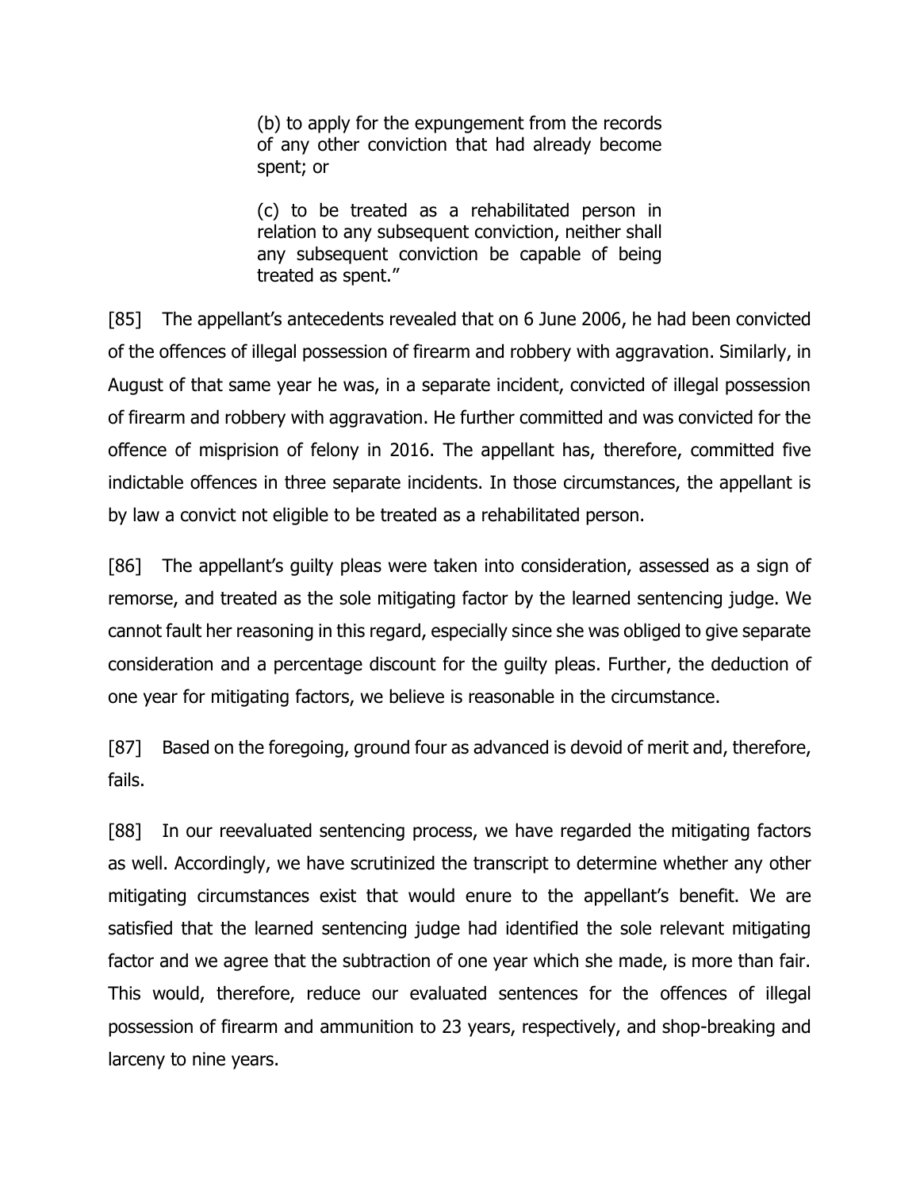> (b) to apply for the expungement from the records of any other conviction that had already become spent; or
>
> (c) to be treated as a rehabilitated person in relation to any subsequent conviction, neither shall any subsequent conviction be capable of being treated as spent."

[85] The appellant's antecedents revealed that on 6 June 2006, he had been convicted of the offences of illegal possession of firearm and robbery with aggravation. Similarly, in August of that same year he was, in a separate incident, convicted of illegal possession of firearm and robbery with aggravation. He further committed and was convicted for the offence of misprision of felony in 2016. The appellant has, therefore, committed five indictable offences in three separate incidents. In those circumstances, the appellant is by law a convict not eligible to be treated as a rehabilitated person.

[86] The appellant's guilty pleas were taken into consideration, assessed as a sign of remorse, and treated as the sole mitigating factor by the learned sentencing judge. We cannot fault her reasoning in this regard, especially since she was obliged to give separate consideration and a percentage discount for the guilty pleas. Further, the deduction of one year for mitigating factors, we believe is reasonable in the circumstance.

[87] Based on the foregoing, ground four as advanced is devoid of merit and, therefore, fails.

[88] In our reevaluated sentencing process, we have regarded the mitigating factors as well. Accordingly, we have scrutinized the transcript to determine whether any other mitigating circumstances exist that would enure to the appellant's benefit. We are satisfied that the learned sentencing judge had identified the sole relevant mitigating factor and we agree that the subtraction of one year which she made, is more than fair. This would, therefore, reduce our evaluated sentences for the offences of illegal possession of firearm and ammunition to 23 years, respectively, and shop-breaking and larceny to nine years.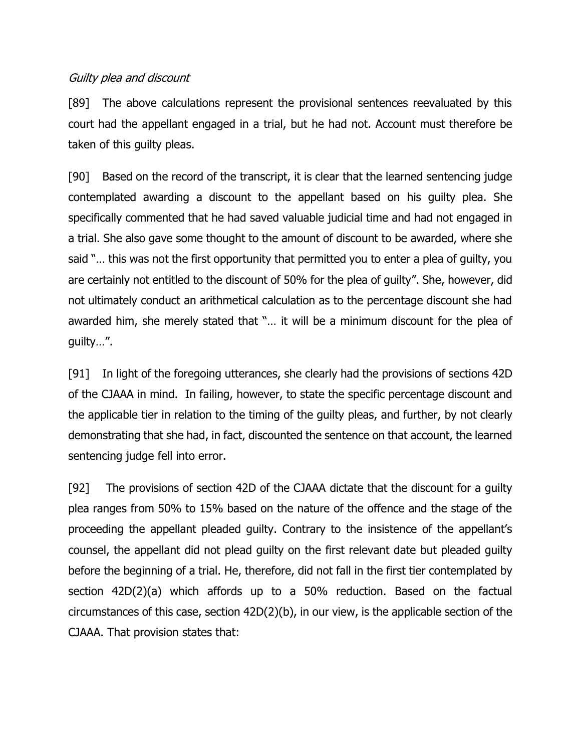*Guilty plea and discount*

[89] The above calculations represent the provisional sentences reevaluated by this court had the appellant engaged in a trial, but he had not. Account must therefore be taken of this guilty pleas.

[90] Based on the record of the transcript, it is clear that the learned sentencing judge contemplated awarding a discount to the appellant based on his guilty plea. She specifically commented that he had saved valuable judicial time and had not engaged in a trial. She also gave some thought to the amount of discount to be awarded, where she said "… this was not the first opportunity that permitted you to enter a plea of guilty, you are certainly not entitled to the discount of 50% for the plea of guilty". She, however, did not ultimately conduct an arithmetical calculation as to the percentage discount she had awarded him, she merely stated that "… it will be a minimum discount for the plea of guilty…".

[91] In light of the foregoing utterances, she clearly had the provisions of sections 42D of the CJAAA in mind. In failing, however, to state the specific percentage discount and the applicable tier in relation to the timing of the guilty pleas, and further, by not clearly demonstrating that she had, in fact, discounted the sentence on that account, the learned sentencing judge fell into error.

[92] The provisions of section 42D of the CJAAA dictate that the discount for a guilty plea ranges from 50% to 15% based on the nature of the offence and the stage of the proceeding the appellant pleaded guilty. Contrary to the insistence of the appellant's counsel, the appellant did not plead guilty on the first relevant date but pleaded guilty before the beginning of a trial. He, therefore, did not fall in the first tier contemplated by section 42D(2)(a) which affords up to a 50% reduction. Based on the factual circumstances of this case, section 42D(2)(b), in our view, is the applicable section of the CJAAA. That provision states that: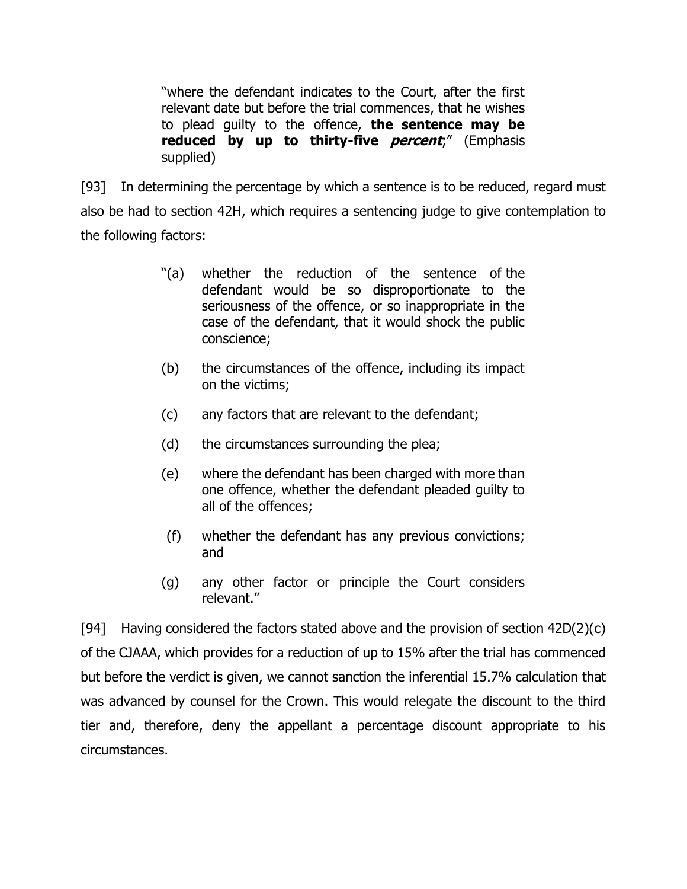> "where the defendant indicates to the Court, after the first relevant date but before the trial commences, that he wishes to plead guilty to the offence, **the sentence may be reduced by up to thirty-five *percent***;" (Emphasis supplied)

[93] In determining the percentage by which a sentence is to be reduced, regard must also be had to section 42H, which requires a sentencing judge to give contemplation to the following factors:

> "(a) whether the reduction of the sentence of the defendant would be so disproportionate to the seriousness of the offence, or so inappropriate in the case of the defendant, that it would shock the public conscience;
>
> (b) the circumstances of the offence, including its impact on the victims;
>
> (c) any factors that are relevant to the defendant;
>
> (d) the circumstances surrounding the plea;
>
> (e) where the defendant has been charged with more than one offence, whether the defendant pleaded guilty to all of the offences;
>
> (f) whether the defendant has any previous convictions; and
>
> (g) any other factor or principle the Court considers relevant."

[94] Having considered the factors stated above and the provision of section 42D(2)(c) of the CJAAA, which provides for a reduction of up to 15% after the trial has commenced but before the verdict is given, we cannot sanction the inferential 15.7% calculation that was advanced by counsel for the Crown. This would relegate the discount to the third tier and, therefore, deny the appellant a percentage discount appropriate to his circumstances.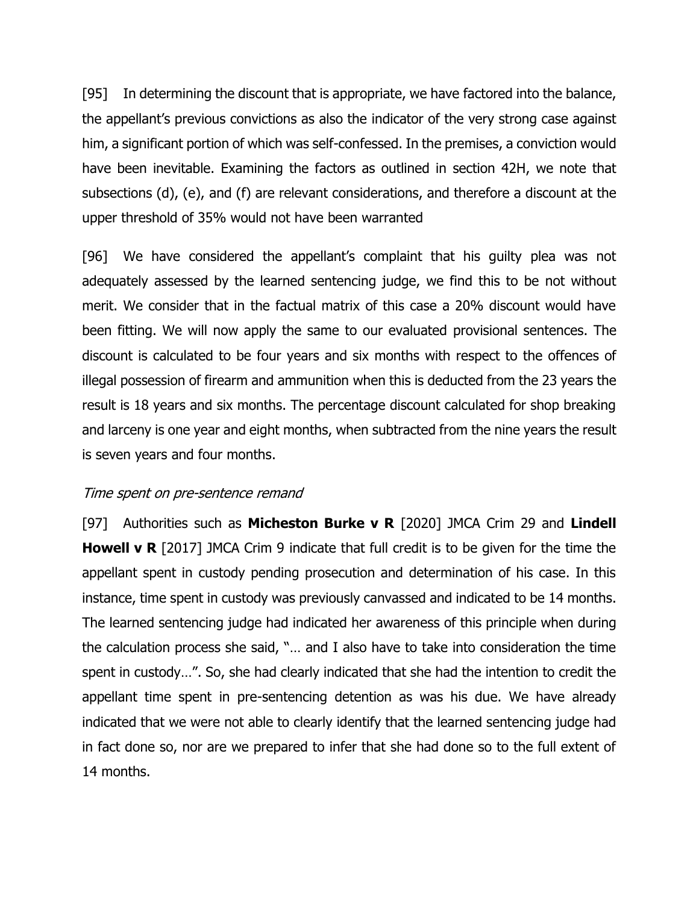[95] In determining the discount that is appropriate, we have factored into the balance, the appellant's previous convictions as also the indicator of the very strong case against him, a significant portion of which was self-confessed. In the premises, a conviction would have been inevitable. Examining the factors as outlined in section 42H, we note that subsections (d), (e), and (f) are relevant considerations, and therefore a discount at the upper threshold of 35% would not have been warranted

[96] We have considered the appellant's complaint that his guilty plea was not adequately assessed by the learned sentencing judge, we find this to be not without merit. We consider that in the factual matrix of this case a 20% discount would have been fitting. We will now apply the same to our evaluated provisional sentences. The discount is calculated to be four years and six months with respect to the offences of illegal possession of firearm and ammunition when this is deducted from the 23 years the result is 18 years and six months. The percentage discount calculated for shop breaking and larceny is one year and eight months, when subtracted from the nine years the result is seven years and four months.

*Time spent on pre-sentence remand*

[97] Authorities such as **Micheston Burke v R** [2020] JMCA Crim 29 and **Lindell Howell v R** [2017] JMCA Crim 9 indicate that full credit is to be given for the time the appellant spent in custody pending prosecution and determination of his case. In this instance, time spent in custody was previously canvassed and indicated to be 14 months. The learned sentencing judge had indicated her awareness of this principle when during the calculation process she said, "… and I also have to take into consideration the time spent in custody…". So, she had clearly indicated that she had the intention to credit the appellant time spent in pre-sentencing detention as was his due. We have already indicated that we were not able to clearly identify that the learned sentencing judge had in fact done so, nor are we prepared to infer that she had done so to the full extent of 14 months.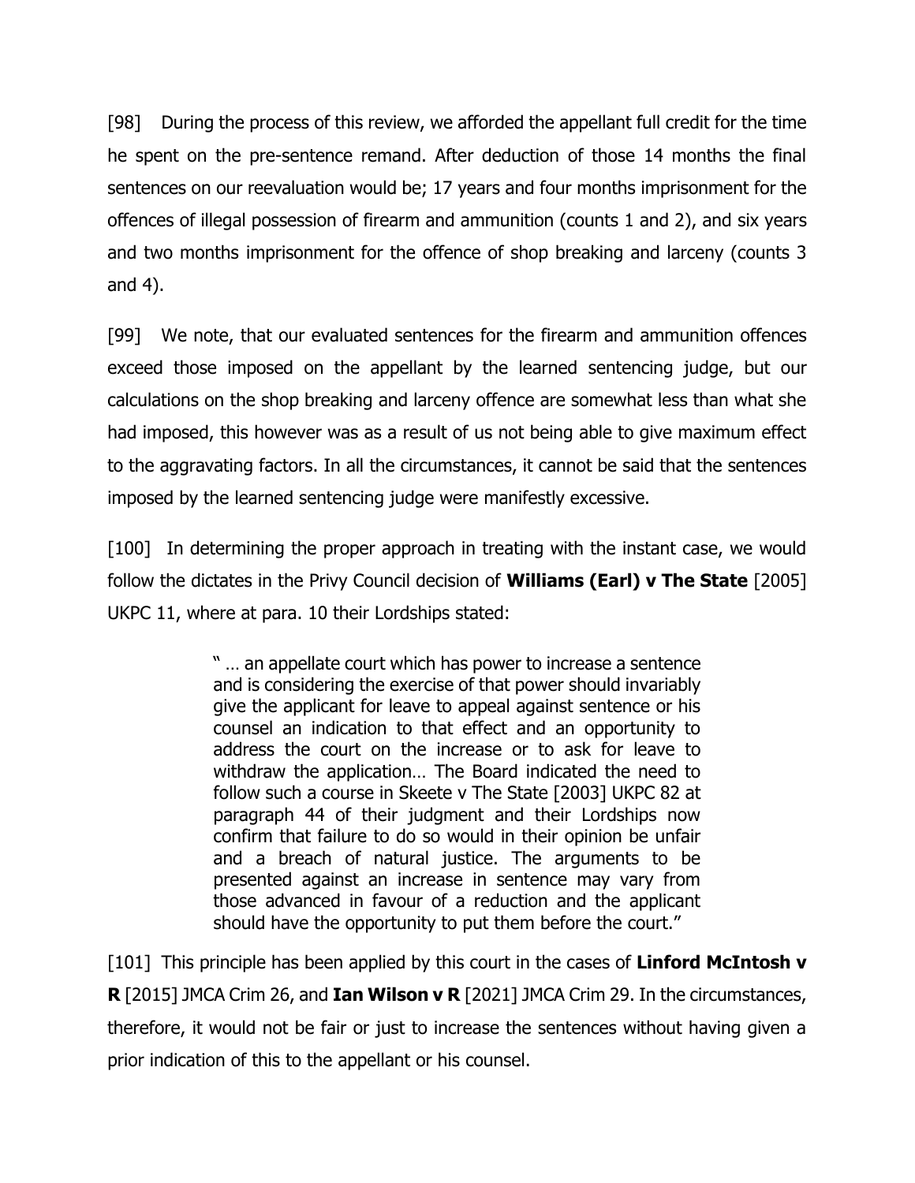[98] During the process of this review, we afforded the appellant full credit for the time he spent on the pre-sentence remand. After deduction of those 14 months the final sentences on our reevaluation would be; 17 years and four months imprisonment for the offences of illegal possession of firearm and ammunition (counts 1 and 2), and six years and two months imprisonment for the offence of shop breaking and larceny (counts 3 and 4).

[99] We note, that our evaluated sentences for the firearm and ammunition offences exceed those imposed on the appellant by the learned sentencing judge, but our calculations on the shop breaking and larceny offence are somewhat less than what she had imposed, this however was as a result of us not being able to give maximum effect to the aggravating factors. In all the circumstances, it cannot be said that the sentences imposed by the learned sentencing judge were manifestly excessive.

[100] In determining the proper approach in treating with the instant case, we would follow the dictates in the Privy Council decision of **Williams (Earl) v The State** [2005] UKPC 11, where at para. 10 their Lordships stated:

> " … an appellate court which has power to increase a sentence and is considering the exercise of that power should invariably give the applicant for leave to appeal against sentence or his counsel an indication to that effect and an opportunity to address the court on the increase or to ask for leave to withdraw the application… The Board indicated the need to follow such a course in Skeete v The State [2003] UKPC 82 at paragraph 44 of their judgment and their Lordships now confirm that failure to do so would in their opinion be unfair and a breach of natural justice. The arguments to be presented against an increase in sentence may vary from those advanced in favour of a reduction and the applicant should have the opportunity to put them before the court."

[101] This principle has been applied by this court in the cases of **Linford McIntosh v R** [2015] JMCA Crim 26, and **Ian Wilson v R** [2021] JMCA Crim 29. In the circumstances, therefore, it would not be fair or just to increase the sentences without having given a prior indication of this to the appellant or his counsel.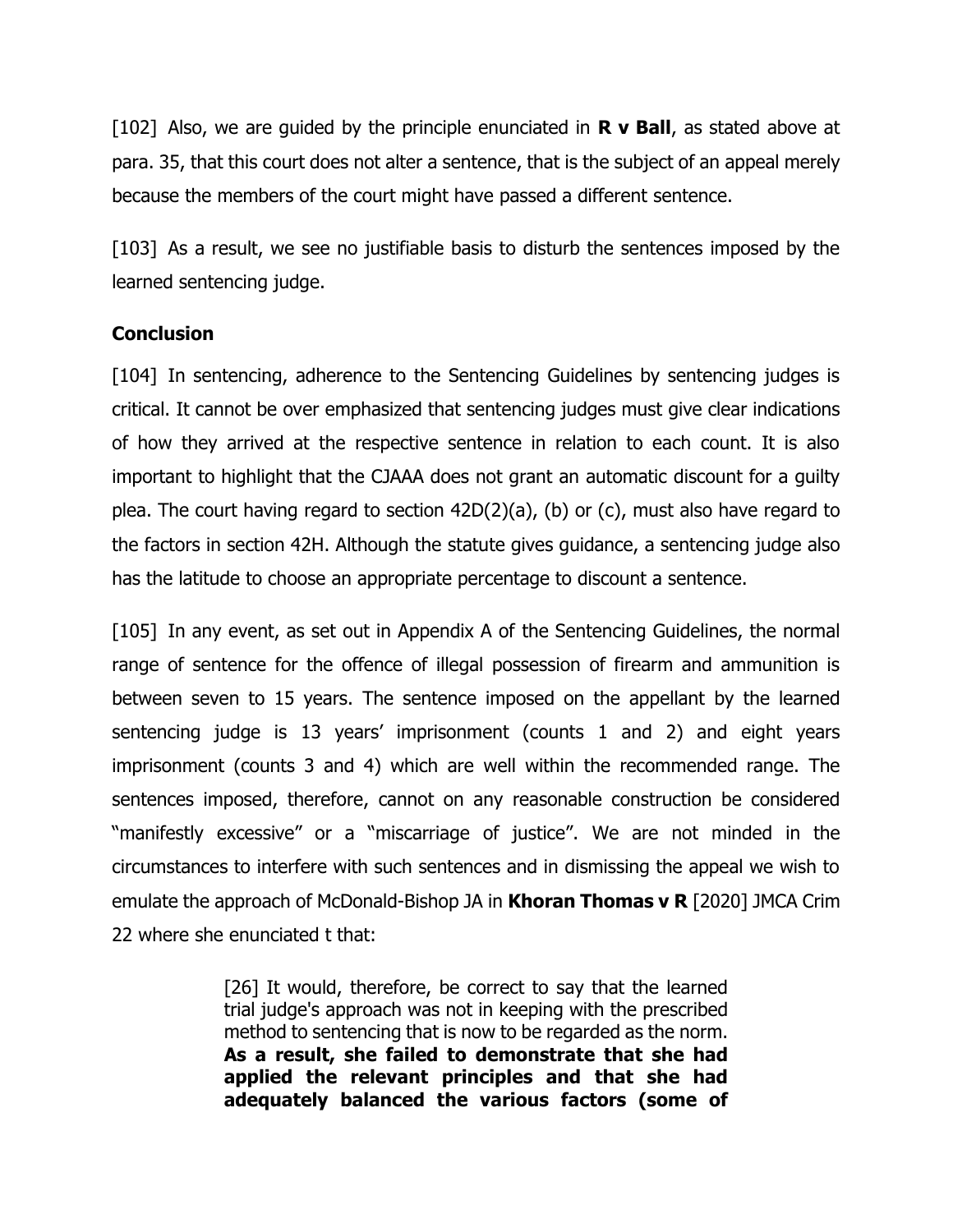[102] Also, we are guided by the principle enunciated in **R v Ball**, as stated above at para. 35, that this court does not alter a sentence, that is the subject of an appeal merely because the members of the court might have passed a different sentence.

[103] As a result, we see no justifiable basis to disturb the sentences imposed by the learned sentencing judge.

## Conclusion

[104] In sentencing, adherence to the Sentencing Guidelines by sentencing judges is critical. It cannot be over emphasized that sentencing judges must give clear indications of how they arrived at the respective sentence in relation to each count. It is also important to highlight that the CJAAA does not grant an automatic discount for a guilty plea. The court having regard to section 42D(2)(a), (b) or (c), must also have regard to the factors in section 42H. Although the statute gives guidance, a sentencing judge also has the latitude to choose an appropriate percentage to discount a sentence.

[105] In any event, as set out in Appendix A of the Sentencing Guidelines, the normal range of sentence for the offence of illegal possession of firearm and ammunition is between seven to 15 years. The sentence imposed on the appellant by the learned sentencing judge is 13 years' imprisonment (counts 1 and 2) and eight years imprisonment (counts 3 and 4) which are well within the recommended range. The sentences imposed, therefore, cannot on any reasonable construction be considered "manifestly excessive" or a "miscarriage of justice". We are not minded in the circumstances to interfere with such sentences and in dismissing the appeal we wish to emulate the approach of McDonald-Bishop JA in **Khoran Thomas v R** [2020] JMCA Crim 22 where she enunciated t that:

> [26] It would, therefore, be correct to say that the learned trial judge's approach was not in keeping with the prescribed method to sentencing that is now to be regarded as the norm. **As a result, she failed to demonstrate that she had applied the relevant principles and that she had adequately balanced the various factors (some of**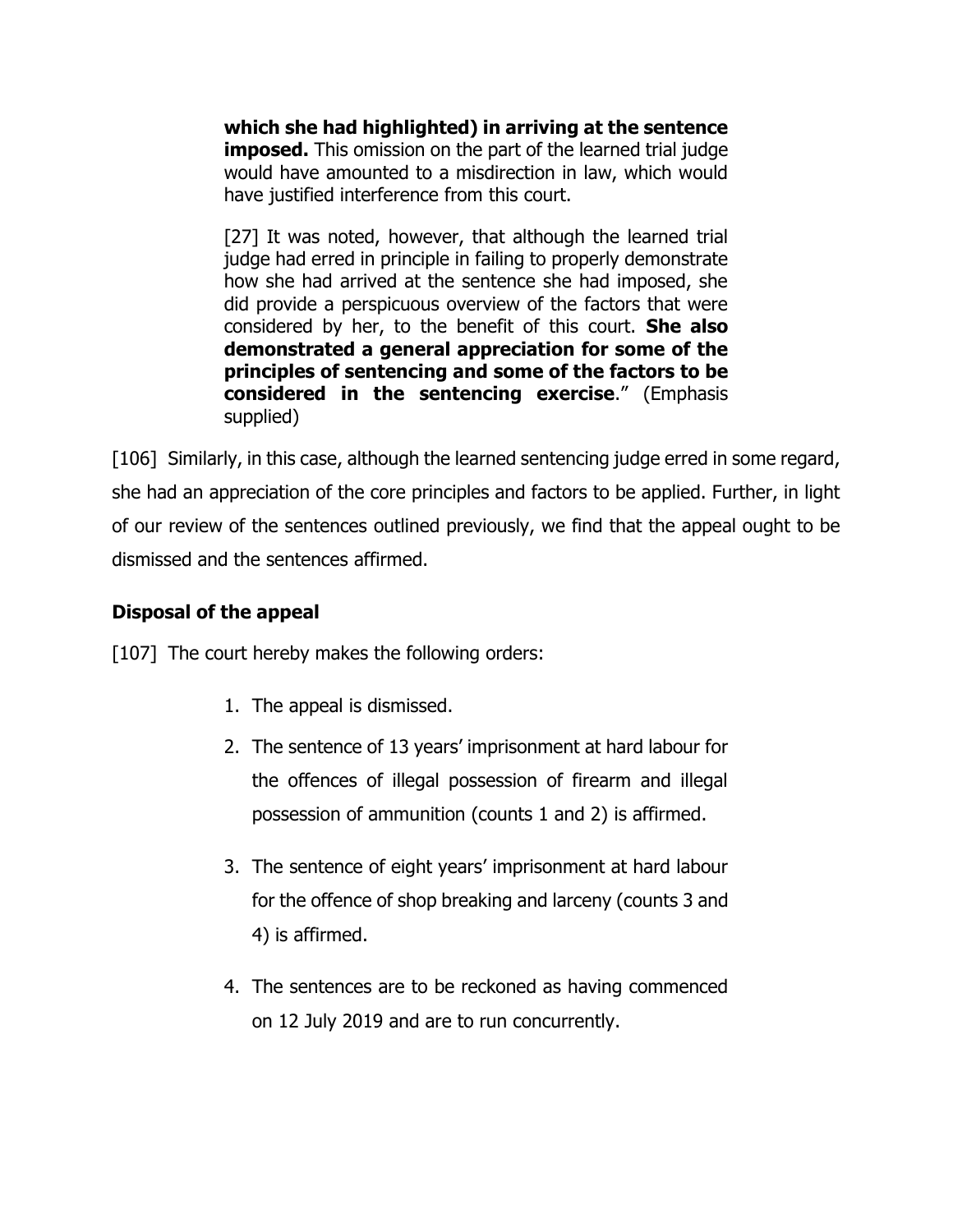> **which she had highlighted) in arriving at the sentence imposed.** This omission on the part of the learned trial judge would have amounted to a misdirection in law, which would have justified interference from this court.
>
> [27] It was noted, however, that although the learned trial judge had erred in principle in failing to properly demonstrate how she had arrived at the sentence she had imposed, she did provide a perspicuous overview of the factors that were considered by her, to the benefit of this court. **She also demonstrated a general appreciation for some of the principles of sentencing and some of the factors to be considered in the sentencing exercise**." (Emphasis supplied)

[106] Similarly, in this case, although the learned sentencing judge erred in some regard, she had an appreciation of the core principles and factors to be applied. Further, in light of our review of the sentences outlined previously, we find that the appeal ought to be dismissed and the sentences affirmed.

**Disposal of the appeal**

[107] The court hereby makes the following orders:

1. The appeal is dismissed.
2. The sentence of 13 years' imprisonment at hard labour for the offences of illegal possession of firearm and illegal possession of ammunition (counts 1 and 2) is affirmed.
3. The sentence of eight years' imprisonment at hard labour for the offence of shop breaking and larceny (counts 3 and 4) is affirmed.
4. The sentences are to be reckoned as having commenced on 12 July 2019 and are to run concurrently.